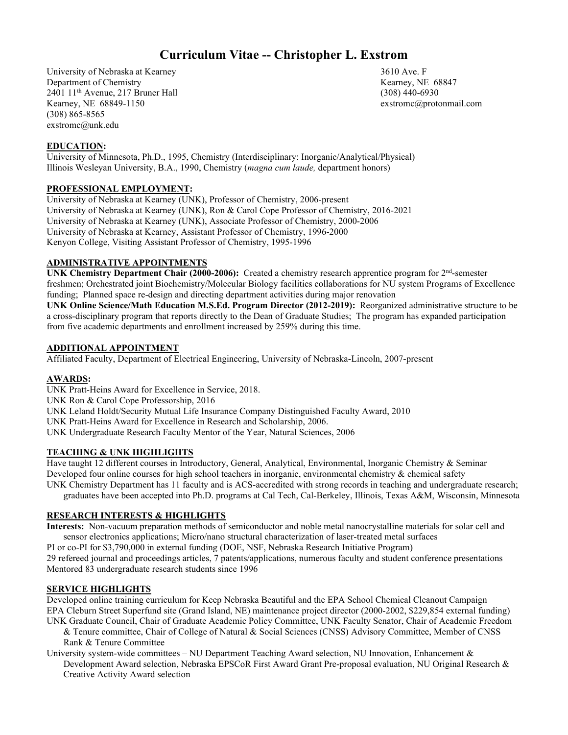# Curriculum Vitae -- Christopher L. Exstrom

University of Nebraska at Kearney
Department of Chemistry
2401 11th Avenue, 217 Bruner Hall
Kearney, NE 68849-1150
(308) 865-8565
exstromc@unk.edu

3610 Ave. F
Kearney, NE 68847
(308) 440-6930
exstromc@protonmail.com

## EDUCATION:

University of Minnesota, Ph.D., 1995, Chemistry (Interdisciplinary: Inorganic/Analytical/Physical)
Illinois Wesleyan University, B.A., 1990, Chemistry (*magna cum laude,* department honors)

## PROFESSIONAL EMPLOYMENT:

University of Nebraska at Kearney (UNK), Professor of Chemistry, 2006-present
University of Nebraska at Kearney (UNK), Ron & Carol Cope Professor of Chemistry, 2016-2021
University of Nebraska at Kearney (UNK), Associate Professor of Chemistry, 2000-2006
University of Nebraska at Kearney, Assistant Professor of Chemistry, 1996-2000
Kenyon College, Visiting Assistant Professor of Chemistry, 1995-1996

## ADMINISTRATIVE APPOINTMENTS

**UNK Chemistry Department Chair (2000-2006):** Created a chemistry research apprentice program for 2nd-semester freshmen; Orchestrated joint Biochemistry/Molecular Biology facilities collaborations for NU system Programs of Excellence funding; Planned space re-design and directing department activities during major renovation

**UNK Online Science/Math Education M.S.Ed. Program Director (2012-2019):** Reorganized administrative structure to be a cross-disciplinary program that reports directly to the Dean of Graduate Studies; The program has expanded participation from five academic departments and enrollment increased by 259% during this time.

## ADDITIONAL APPOINTMENT

Affiliated Faculty, Department of Electrical Engineering, University of Nebraska-Lincoln, 2007-present

## AWARDS:

UNK Pratt-Heins Award for Excellence in Service, 2018.
UNK Ron & Carol Cope Professorship, 2016
UNK Leland Holdt/Security Mutual Life Insurance Company Distinguished Faculty Award, 2010
UNK Pratt-Heins Award for Excellence in Research and Scholarship, 2006.
UNK Undergraduate Research Faculty Mentor of the Year, Natural Sciences, 2006

## TEACHING & UNK HIGHLIGHTS

Have taught 12 different courses in Introductory, General, Analytical, Environmental, Inorganic Chemistry & Seminar
Developed four online courses for high school teachers in inorganic, environmental chemistry & chemical safety
UNK Chemistry Department has 11 faculty and is ACS-accredited with strong records in teaching and undergraduate research; graduates have been accepted into Ph.D. programs at Cal Tech, Cal-Berkeley, Illinois, Texas A&M, Wisconsin, Minnesota

## RESEARCH INTERESTS & HIGHLIGHTS

**Interests:** Non-vacuum preparation methods of semiconductor and noble metal nanocrystalline materials for solar cell and sensor electronics applications; Micro/nano structural characterization of laser-treated metal surfaces
PI or co-PI for $3,790,000 in external funding (DOE, NSF, Nebraska Research Initiative Program)
29 refereed journal and proceedings articles, 7 patents/applications, numerous faculty and student conference presentations
Mentored 83 undergraduate research students since 1996

## SERVICE HIGHLIGHTS

Developed online training curriculum for Keep Nebraska Beautiful and the EPA School Chemical Cleanout Campaign
EPA Cleburn Street Superfund site (Grand Island, NE) maintenance project director (2000-2002, $229,854 external funding)
UNK Graduate Council, Chair of Graduate Academic Policy Committee, UNK Faculty Senator, Chair of Academic Freedom & Tenure committee, Chair of College of Natural & Social Sciences (CNSS) Advisory Committee, Member of CNSS Rank & Tenure Committee
University system-wide committees – NU Department Teaching Award selection, NU Innovation, Enhancement & Development Award selection, Nebraska EPSCoR First Award Grant Pre-proposal evaluation, NU Original Research & Creative Activity Award selection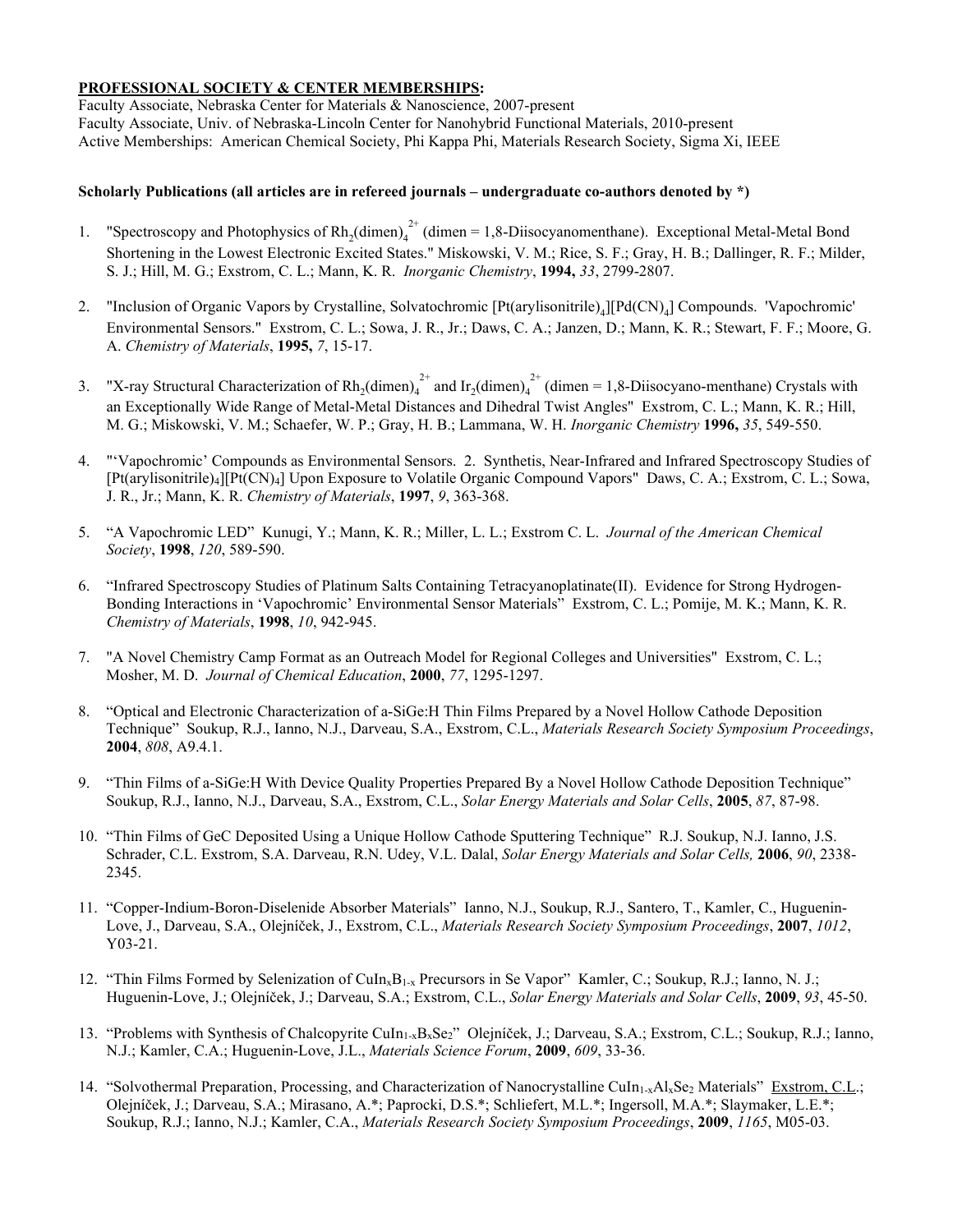**PROFESSIONAL SOCIETY & CENTER MEMBERSHIPS:**

Faculty Associate, Nebraska Center for Materials & Nanoscience, 2007-present
Faculty Associate, Univ. of Nebraska-Lincoln Center for Nanohybrid Functional Materials, 2010-present
Active Memberships: American Chemical Society, Phi Kappa Phi, Materials Research Society, Sigma Xi, IEEE

**Scholarly Publications (all articles are in refereed journals – undergraduate co-authors denoted by *)**

1. "Spectroscopy and Photophysics of $Rh_2(dimen)_4^{2+}$ (dimen = 1,8-Diisocyanomenthane). Exceptional Metal-Metal Bond Shortening in the Lowest Electronic Excited States." Miskowski, V. M.; Rice, S. F.; Gray, H. B.; Dallinger, R. F.; Milder, S. J.; Hill, M. G.; Exstrom, C. L.; Mann, K. R. *Inorganic Chemistry*, **1994,** *33*, 2799-2807.

2. "Inclusion of Organic Vapors by Crystalline, Solvatochromic $[Pt(arylisonitrile)_4][Pd(CN)_4]$ Compounds. 'Vapochromic' Environmental Sensors." Exstrom, C. L.; Sowa, J. R., Jr.; Daws, C. A.; Janzen, D.; Mann, K. R.; Stewart, F. F.; Moore, G. A. *Chemistry of Materials*, **1995,** *7*, 15-17.

3. "X-ray Structural Characterization of $Rh_2(dimen)_4^{2+}$ and $Ir_2(dimen)_4^{2+}$ (dimen = 1,8-Diisocyano-menthane) Crystals with an Exceptionally Wide Range of Metal-Metal Distances and Dihedral Twist Angles" Exstrom, C. L.; Mann, K. R.; Hill, M. G.; Miskowski, V. M.; Schaefer, W. P.; Gray, H. B.; Lammana, W. H. *Inorganic Chemistry* **1996,** *35*, 549-550.

4. "'Vapochromic' Compounds as Environmental Sensors. 2. Synthetis, Near-Infrared and Infrared Spectroscopy Studies of $[Pt(arylisonitrile)_4][Pt(CN)_4]$ Upon Exposure to Volatile Organic Compound Vapors" Daws, C. A.; Exstrom, C. L.; Sowa, J. R., Jr.; Mann, K. R. *Chemistry of Materials*, **1997**, *9*, 363-368.

5. "A Vapochromic LED" Kunugi, Y.; Mann, K. R.; Miller, L. L.; Exstrom C. L. *Journal of the American Chemical Society*, **1998**, *120*, 589-590.

6. "Infrared Spectroscopy Studies of Platinum Salts Containing Tetracyanoplatinate(II). Evidence for Strong Hydrogen-Bonding Interactions in 'Vapochromic' Environmental Sensor Materials" Exstrom, C. L.; Pomije, M. K.; Mann, K. R. *Chemistry of Materials*, **1998**, *10*, 942-945.

7. "A Novel Chemistry Camp Format as an Outreach Model for Regional Colleges and Universities" Exstrom, C. L.; Mosher, M. D. *Journal of Chemical Education*, **2000**, *77*, 1295-1297.

8. "Optical and Electronic Characterization of a-SiGe:H Thin Films Prepared by a Novel Hollow Cathode Deposition Technique" Soukup, R.J., Ianno, N.J., Darveau, S.A., Exstrom, C.L., *Materials Research Society Symposium Proceedings*, **2004**, *808*, A9.4.1.

9. "Thin Films of a-SiGe:H With Device Quality Properties Prepared By a Novel Hollow Cathode Deposition Technique" Soukup, R.J., Ianno, N.J., Darveau, S.A., Exstrom, C.L., *Solar Energy Materials and Solar Cells*, **2005**, *87*, 87-98.

10. "Thin Films of GeC Deposited Using a Unique Hollow Cathode Sputtering Technique" R.J. Soukup, N.J. Ianno, J.S. Schrader, C.L. Exstrom, S.A. Darveau, R.N. Udey, V.L. Dalal, *Solar Energy Materials and Solar Cells,* **2006**, *90*, 2338-2345.

11. "Copper-Indium-Boron-Diselenide Absorber Materials" Ianno, N.J., Soukup, R.J., Santero, T., Kamler, C., Huguenin-Love, J., Darveau, S.A., Olejníček, J., Exstrom, C.L., *Materials Research Society Symposium Proceedings*, **2007**, *1012*, Y03-21.

12. "Thin Films Formed by Selenization of $CuIn_xB_{1-x}$ Precursors in Se Vapor" Kamler, C.; Soukup, R.J.; Ianno, N. J.; Huguenin-Love, J.; Olejníček, J.; Darveau, S.A.; Exstrom, C.L., *Solar Energy Materials and Solar Cells*, **2009**, *93*, 45-50.

13. "Problems with Synthesis of Chalcopyrite $CuIn_{1-x}B_xSe_2$" Olejníček, J.; Darveau, S.A.; Exstrom, C.L.; Soukup, R.J.; Ianno, N.J.; Kamler, C.A.; Huguenin-Love, J.L., *Materials Science Forum*, **2009**, *609*, 33-36.

14. "Solvothermal Preparation, Processing, and Characterization of Nanocrystalline $CuIn_{1-x}Al_xSe_2$ Materials" Exstrom, C.L.; Olejníček, J.; Darveau, S.A.; Mirasano, A.*; Paprocki, D.S.*; Schliefert, M.L.*; Ingersoll, M.A.*; Slaymaker, L.E.*; Soukup, R.J.; Ianno, N.J.; Kamler, C.A., *Materials Research Society Symposium Proceedings*, **2009**, *1165*, M05-03.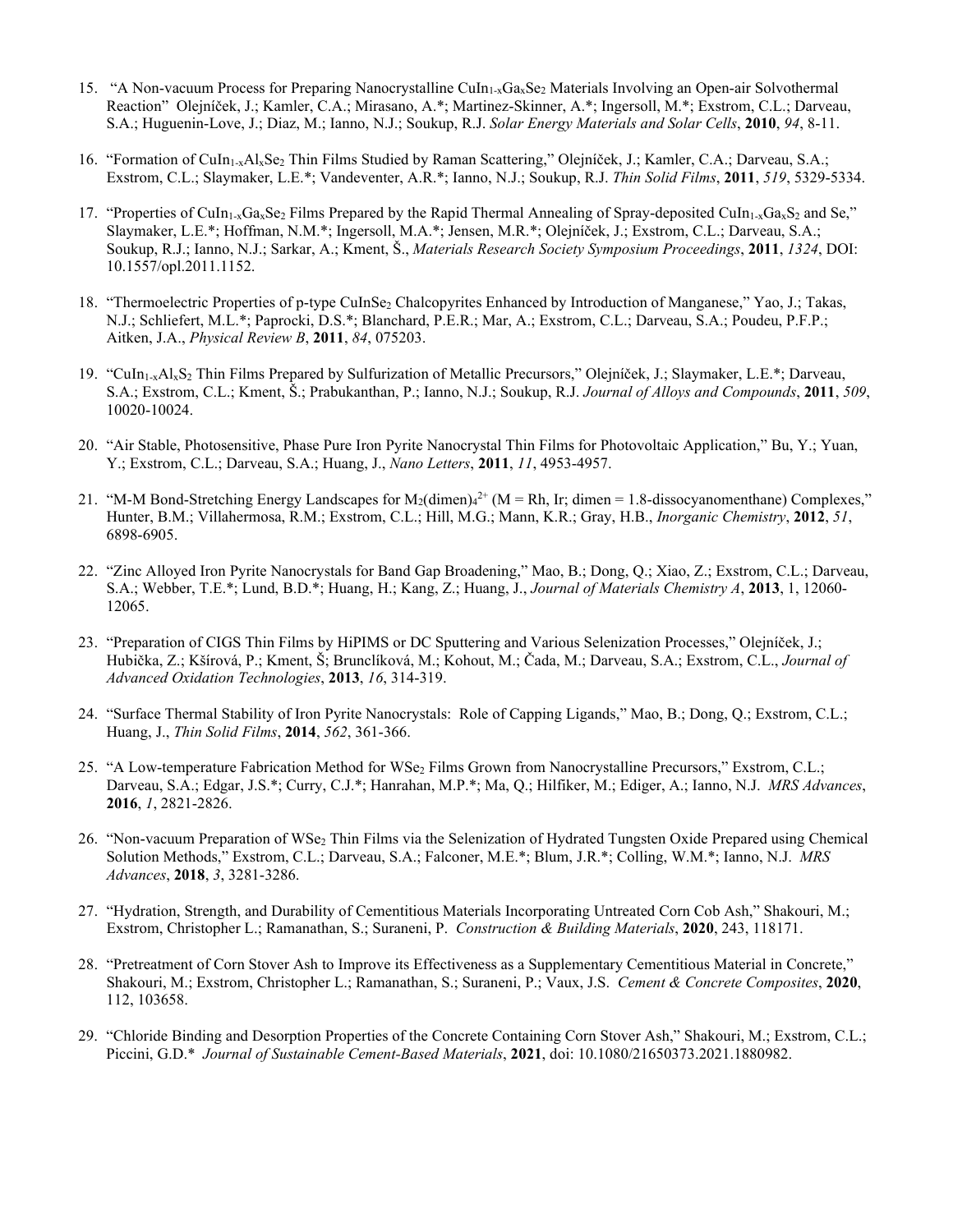15. "A Non-vacuum Process for Preparing Nanocrystalline $CuIn_{1-x}Ga_xSe_2$ Materials Involving an Open-air Solvothermal Reaction" Olejníček, J.; Kamler, C.A.; Mirasano, A.*; Martinez-Skinner, A.*; Ingersoll, M.*; Exstrom, C.L.; Darveau, S.A.; Huguenin-Love, J.; Diaz, M.; Ianno, N.J.; Soukup, R.J. *Solar Energy Materials and Solar Cells*, **2010**, *94*, 8-11.

16. "Formation of $CuIn_{1-x}Al_xSe_2$ Thin Films Studied by Raman Scattering," Olejníček, J.; Kamler, C.A.; Darveau, S.A.; Exstrom, C.L.; Slaymaker, L.E.*; Vandeventer, A.R.*; Ianno, N.J.; Soukup, R.J. *Thin Solid Films*, **2011**, *519*, 5329-5334.

17. "Properties of $CuIn_{1-x}Ga_xSe_2$ Films Prepared by the Rapid Thermal Annealing of Spray-deposited $CuIn_{1-x}Ga_xS_2$ and Se," Slaymaker, L.E.*; Hoffman, N.M.*; Ingersoll, M.A.*; Jensen, M.R.*; Olejníček, J.; Exstrom, C.L.; Darveau, S.A.; Soukup, R.J.; Ianno, N.J.; Sarkar, A.; Kment, Š., *Materials Research Society Symposium Proceedings*, **2011**, *1324*, DOI: 10.1557/opl.2011.1152.

18. "Thermoelectric Properties of p-type $CuInSe_2$ Chalcopyrites Enhanced by Introduction of Manganese," Yao, J.; Takas, N.J.; Schliefert, M.L.*; Paprocki, D.S.*; Blanchard, P.E.R.; Mar, A.; Exstrom, C.L.; Darveau, S.A.; Poudeu, P.F.P.; Aitken, J.A., *Physical Review B*, **2011**, *84*, 075203.

19. "$CuIn_{1-x}Al_xS_2$ Thin Films Prepared by Sulfurization of Metallic Precursors," Olejníček, J.; Slaymaker, L.E.*; Darveau, S.A.; Exstrom, C.L.; Kment, Š.; Prabukanthan, P.; Ianno, N.J.; Soukup, R.J. *Journal of Alloys and Compounds*, **2011**, *509*, 10020-10024.

20. "Air Stable, Photosensitive, Phase Pure Iron Pyrite Nanocrystal Thin Films for Photovoltaic Application," Bu, Y.; Yuan, Y.; Exstrom, C.L.; Darveau, S.A.; Huang, J., *Nano Letters*, **2011**, *11*, 4953-4957.

21. "M-M Bond-Stretching Energy Landscapes for $M_2(dimen)_4^{2+}$ (M = Rh, Ir; dimen = 1.8-dissocyanomenthane) Complexes," Hunter, B.M.; Villahermosa, R.M.; Exstrom, C.L.; Hill, M.G.; Mann, K.R.; Gray, H.B., *Inorganic Chemistry*, **2012**, *51*, 6898-6905.

22. "Zinc Alloyed Iron Pyrite Nanocrystals for Band Gap Broadening," Mao, B.; Dong, Q.; Xiao, Z.; Exstrom, C.L.; Darveau, S.A.; Webber, T.E.*; Lund, B.D.*; Huang, H.; Kang, Z.; Huang, J., *Journal of Materials Chemistry A*, **2013**, 1, 12060-12065.

23. "Preparation of CIGS Thin Films by HiPIMS or DC Sputtering and Various Selenization Processes," Olejníček, J.; Hubička, Z.; Kšírová, P.; Kment, Š; Brunclíková, M.; Kohout, M.; Čada, M.; Darveau, S.A.; Exstrom, C.L., *Journal of Advanced Oxidation Technologies*, **2013**, *16*, 314-319.

24. "Surface Thermal Stability of Iron Pyrite Nanocrystals: Role of Capping Ligands," Mao, B.; Dong, Q.; Exstrom, C.L.; Huang, J., *Thin Solid Films*, **2014**, *562*, 361-366.

25. "A Low-temperature Fabrication Method for $WSe_2$ Films Grown from Nanocrystalline Precursors," Exstrom, C.L.; Darveau, S.A.; Edgar, J.S.*; Curry, C.J.*; Hanrahan, M.P.*; Ma, Q.; Hilfiker, M.; Ediger, A.; Ianno, N.J. *MRS Advances*, **2016**, *1*, 2821-2826.

26. "Non-vacuum Preparation of $WSe_2$ Thin Films via the Selenization of Hydrated Tungsten Oxide Prepared using Chemical Solution Methods," Exstrom, C.L.; Darveau, S.A.; Falconer, M.E.*; Blum, J.R.*; Colling, W.M.*; Ianno, N.J. *MRS Advances*, **2018**, *3*, 3281-3286.

27. "Hydration, Strength, and Durability of Cementitious Materials Incorporating Untreated Corn Cob Ash," Shakouri, M.; Exstrom, Christopher L.; Ramanathan, S.; Suraneni, P. *Construction & Building Materials*, **2020**, 243, 118171.

28. "Pretreatment of Corn Stover Ash to Improve its Effectiveness as a Supplementary Cementitious Material in Concrete," Shakouri, M.; Exstrom, Christopher L.; Ramanathan, S.; Suraneni, P.; Vaux, J.S. *Cement & Concrete Composites*, **2020**, 112, 103658.

29. "Chloride Binding and Desorption Properties of the Concrete Containing Corn Stover Ash," Shakouri, M.; Exstrom, C.L.; Piccini, G.D.* *Journal of Sustainable Cement-Based Materials*, **2021**, doi: 10.1080/21650373.2021.1880982.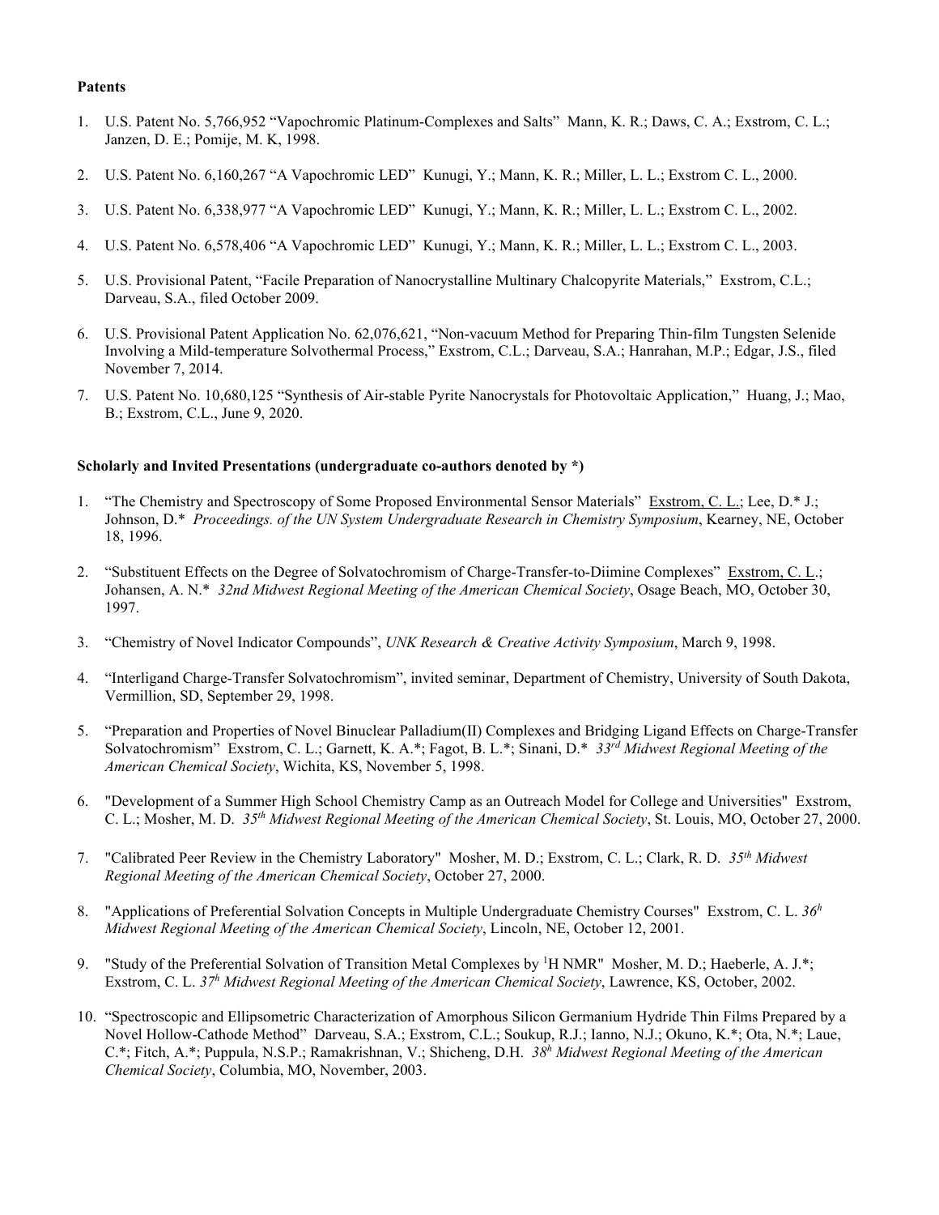**Patents**

1. U.S. Patent No. 5,766,952 "Vapochromic Platinum-Complexes and Salts" Mann, K. R.; Daws, C. A.; Exstrom, C. L.; Janzen, D. E.; Pomije, M. K, 1998.

2. U.S. Patent No. 6,160,267 "A Vapochromic LED" Kunugi, Y.; Mann, K. R.; Miller, L. L.; Exstrom C. L., 2000.

3. U.S. Patent No. 6,338,977 "A Vapochromic LED" Kunugi, Y.; Mann, K. R.; Miller, L. L.; Exstrom C. L., 2002.

4. U.S. Patent No. 6,578,406 "A Vapochromic LED" Kunugi, Y.; Mann, K. R.; Miller, L. L.; Exstrom C. L., 2003.

5. U.S. Provisional Patent, "Facile Preparation of Nanocrystalline Multinary Chalcopyrite Materials," Exstrom, C.L.; Darveau, S.A., filed October 2009.

6. U.S. Provisional Patent Application No. 62,076,621, "Non-vacuum Method for Preparing Thin-film Tungsten Selenide Involving a Mild-temperature Solvothermal Process," Exstrom, C.L.; Darveau, S.A.; Hanrahan, M.P.; Edgar, J.S., filed November 7, 2014.

7. U.S. Patent No. 10,680,125 "Synthesis of Air-stable Pyrite Nanocrystals for Photovoltaic Application," Huang, J.; Mao, B.; Exstrom, C.L., June 9, 2020.

**Scholarly and Invited Presentations (undergraduate co-authors denoted by *)**

1. "The Chemistry and Spectroscopy of Some Proposed Environmental Sensor Materials" Exstrom, C. L.; Lee, D.* J.; Johnson, D.* *Proceedings. of the UN System Undergraduate Research in Chemistry Symposium*, Kearney, NE, October 18, 1996.

2. "Substituent Effects on the Degree of Solvatochromism of Charge-Transfer-to-Diimine Complexes" Exstrom, C. L.; Johansen, A. N.* *32nd Midwest Regional Meeting of the American Chemical Society*, Osage Beach, MO, October 30, 1997.

3. "Chemistry of Novel Indicator Compounds", *UNK Research & Creative Activity Symposium*, March 9, 1998.

4. "Interligand Charge-Transfer Solvatochromism", invited seminar, Department of Chemistry, University of South Dakota, Vermillion, SD, September 29, 1998.

5. "Preparation and Properties of Novel Binuclear Palladium(II) Complexes and Bridging Ligand Effects on Charge-Transfer Solvatochromism" Exstrom, C. L.; Garnett, K. A.*; Fagot, B. L.*; Sinani, D.* *33rd Midwest Regional Meeting of the American Chemical Society*, Wichita, KS, November 5, 1998.

6. "Development of a Summer High School Chemistry Camp as an Outreach Model for College and Universities" Exstrom, C. L.; Mosher, M. D. *35th Midwest Regional Meeting of the American Chemical Society*, St. Louis, MO, October 27, 2000.

7. "Calibrated Peer Review in the Chemistry Laboratory" Mosher, M. D.; Exstrom, C. L.; Clark, R. D. *35th Midwest Regional Meeting of the American Chemical Society*, October 27, 2000.

8. "Applications of Preferential Solvation Concepts in Multiple Undergraduate Chemistry Courses" Exstrom, C. L. *36h Midwest Regional Meeting of the American Chemical Society*, Lincoln, NE, October 12, 2001.

9. "Study of the Preferential Solvation of Transition Metal Complexes by $^{1}$H NMR" Mosher, M. D.; Haeberle, A. J.*; Exstrom, C. L. *37h Midwest Regional Meeting of the American Chemical Society*, Lawrence, KS, October, 2002.

10. "Spectroscopic and Ellipsometric Characterization of Amorphous Silicon Germanium Hydride Thin Films Prepared by a Novel Hollow-Cathode Method" Darveau, S.A.; Exstrom, C.L.; Soukup, R.J.; Ianno, N.J.; Okuno, K.*; Ota, N.*; Laue, C.*; Fitch, A.*; Puppula, N.S.P.; Ramakrishnan, V.; Shicheng, D.H. *38h Midwest Regional Meeting of the American Chemical Society*, Columbia, MO, November, 2003.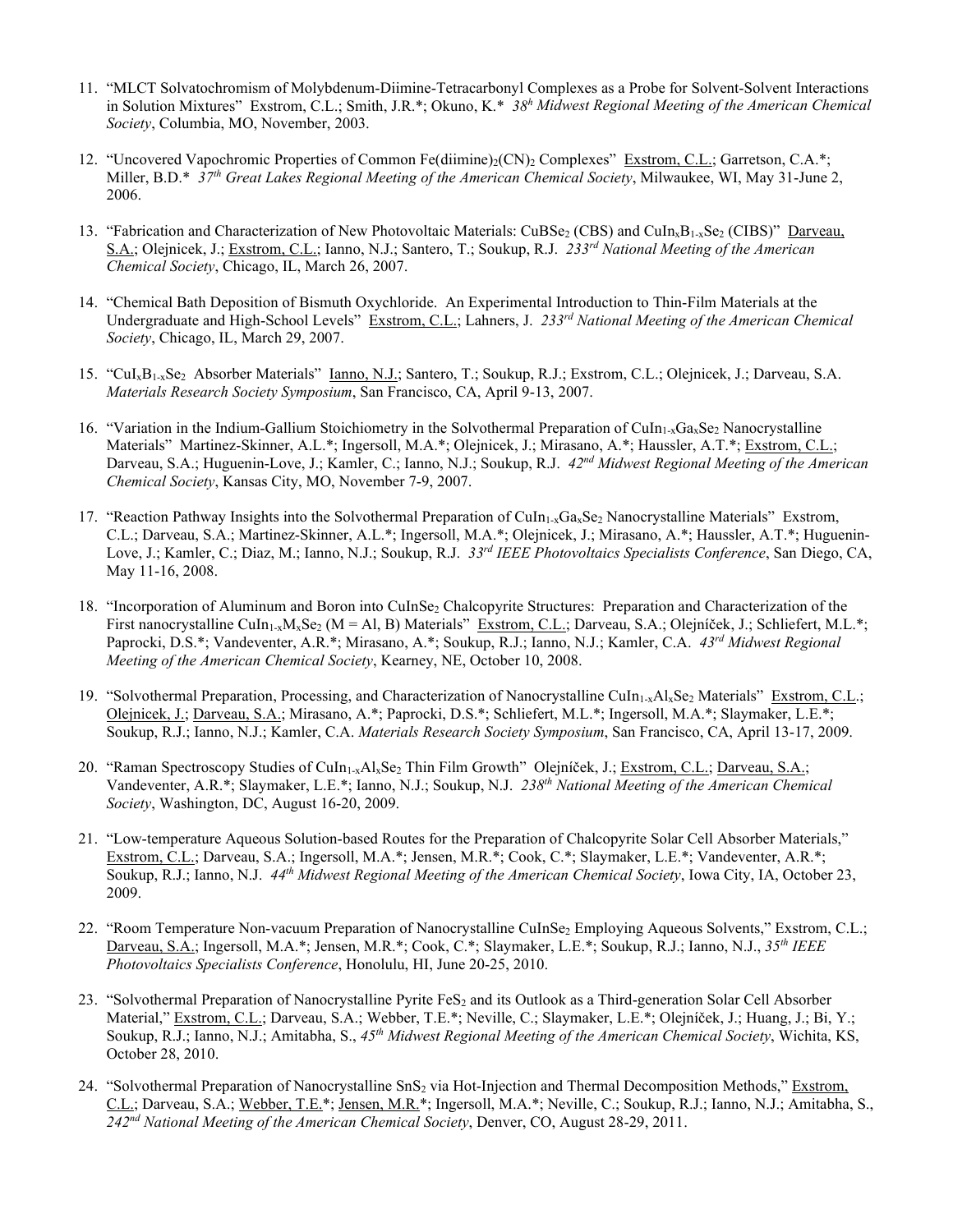11. "MLCT Solvatochromism of Molybdenum-Diimine-Tetracarbonyl Complexes as a Probe for Solvent-Solvent Interactions in Solution Mixtures" Exstrom, C.L.; Smith, J.R.*; Okuno, K.* *38h Midwest Regional Meeting of the American Chemical Society*, Columbia, MO, November, 2003.

12. "Uncovered Vapochromic Properties of Common $Fe(diimine)_2(CN)_2$ Complexes" Exstrom, C.L.; Garretson, C.A.*; Miller, B.D.* *37th Great Lakes Regional Meeting of the American Chemical Society*, Milwaukee, WI, May 31-June 2, 2006.

13. "Fabrication and Characterization of New Photovoltaic Materials: $CuBSe_2$ (CBS) and $CuIn_xB_{1-x}Se_2$ (CIBS)" Darveau, S.A.; Olejnicek, J.; Exstrom, C.L.; Ianno, N.J.; Santero, T.; Soukup, R.J. *233rd National Meeting of the American Chemical Society*, Chicago, IL, March 26, 2007.

14. "Chemical Bath Deposition of Bismuth Oxychloride. An Experimental Introduction to Thin-Film Materials at the Undergraduate and High-School Levels" Exstrom, C.L.; Lahners, J. *233rd National Meeting of the American Chemical Society*, Chicago, IL, March 29, 2007.

15. "$CuI_xB_{1-x}Se_2$ Absorber Materials" Ianno, N.J.; Santero, T.; Soukup, R.J.; Exstrom, C.L.; Olejnicek, J.; Darveau, S.A. *Materials Research Society Symposium*, San Francisco, CA, April 9-13, 2007.

16. "Variation in the Indium-Gallium Stoichiometry in the Solvothermal Preparation of $CuIn_{1-x}Ga_xSe_2$ Nanocrystalline Materials" Martinez-Skinner, A.L.*; Ingersoll, M.A.*; Olejnicek, J.; Mirasano, A.*; Haussler, A.T.*; Exstrom, C.L.; Darveau, S.A.; Huguenin-Love, J.; Kamler, C.; Ianno, N.J.; Soukup, R.J. *42nd Midwest Regional Meeting of the American Chemical Society*, Kansas City, MO, November 7-9, 2007.

17. "Reaction Pathway Insights into the Solvothermal Preparation of $CuIn_{1-x}Ga_xSe_2$ Nanocrystalline Materials" Exstrom, C.L.; Darveau, S.A.; Martinez-Skinner, A.L.*; Ingersoll, M.A.*; Olejnicek, J.; Mirasano, A.*; Haussler, A.T.*; Huguenin-Love, J.; Kamler, C.; Diaz, M.; Ianno, N.J.; Soukup, R.J. *33rd IEEE Photovoltaics Specialists Conference*, San Diego, CA, May 11-16, 2008.

18. "Incorporation of Aluminum and Boron into $CuInSe_2$ Chalcopyrite Structures: Preparation and Characterization of the First nanocrystalline $CuIn_{1-x}M_xSe_2$ (M = Al, B) Materials" Exstrom, C.L.; Darveau, S.A.; Olejníček, J.; Schliefert, M.L.*; Paprocki, D.S.*; Vandeventer, A.R.*; Mirasano, A.*; Soukup, R.J.; Ianno, N.J.; Kamler, C.A. *43rd Midwest Regional Meeting of the American Chemical Society*, Kearney, NE, October 10, 2008.

19. "Solvothermal Preparation, Processing, and Characterization of Nanocrystalline $CuIn_{1-x}Al_xSe_2$ Materials" Exstrom, C.L.; Olejnicek, J.; Darveau, S.A.; Mirasano, A.*; Paprocki, D.S.*; Schliefert, M.L.*; Ingersoll, M.A.*; Slaymaker, L.E.*; Soukup, R.J.; Ianno, N.J.; Kamler, C.A. *Materials Research Society Symposium*, San Francisco, CA, April 13-17, 2009.

20. "Raman Spectroscopy Studies of $CuIn_{1-x}Al_xSe_2$ Thin Film Growth" Olejníček, J.; Exstrom, C.L.; Darveau, S.A.; Vandeventer, A.R.*; Slaymaker, L.E.*; Ianno, N.J.; Soukup, N.J. *238th National Meeting of the American Chemical Society*, Washington, DC, August 16-20, 2009.

21. "Low-temperature Aqueous Solution-based Routes for the Preparation of Chalcopyrite Solar Cell Absorber Materials," Exstrom, C.L.; Darveau, S.A.; Ingersoll, M.A.*; Jensen, M.R.*; Cook, C.*; Slaymaker, L.E.*; Vandeventer, A.R.*; Soukup, R.J.; Ianno, N.J. *44th Midwest Regional Meeting of the American Chemical Society*, Iowa City, IA, October 23, 2009.

22. "Room Temperature Non-vacuum Preparation of Nanocrystalline $CuInSe_2$ Employing Aqueous Solvents," Exstrom, C.L.; Darveau, S.A.; Ingersoll, M.A.*; Jensen, M.R.*; Cook, C.*; Slaymaker, L.E.*; Soukup, R.J.; Ianno, N.J., *35th IEEE Photovoltaics Specialists Conference*, Honolulu, HI, June 20-25, 2010.

23. "Solvothermal Preparation of Nanocrystalline Pyrite $FeS_2$ and its Outlook as a Third-generation Solar Cell Absorber Material," Exstrom, C.L.; Darveau, S.A.; Webber, T.E.*; Neville, C.; Slaymaker, L.E.*; Olejníček, J.; Huang, J.; Bi, Y.; Soukup, R.J.; Ianno, N.J.; Amitabha, S., *45th Midwest Regional Meeting of the American Chemical Society*, Wichita, KS, October 28, 2010.

24. "Solvothermal Preparation of Nanocrystalline $SnS_2$ via Hot-Injection and Thermal Decomposition Methods," Exstrom, C.L.; Darveau, S.A.; Webber, T.E.*; Jensen, M.R.*; Ingersoll, M.A.*; Neville, C.; Soukup, R.J.; Ianno, N.J.; Amitabha, S., *242nd National Meeting of the American Chemical Society*, Denver, CO, August 28-29, 2011.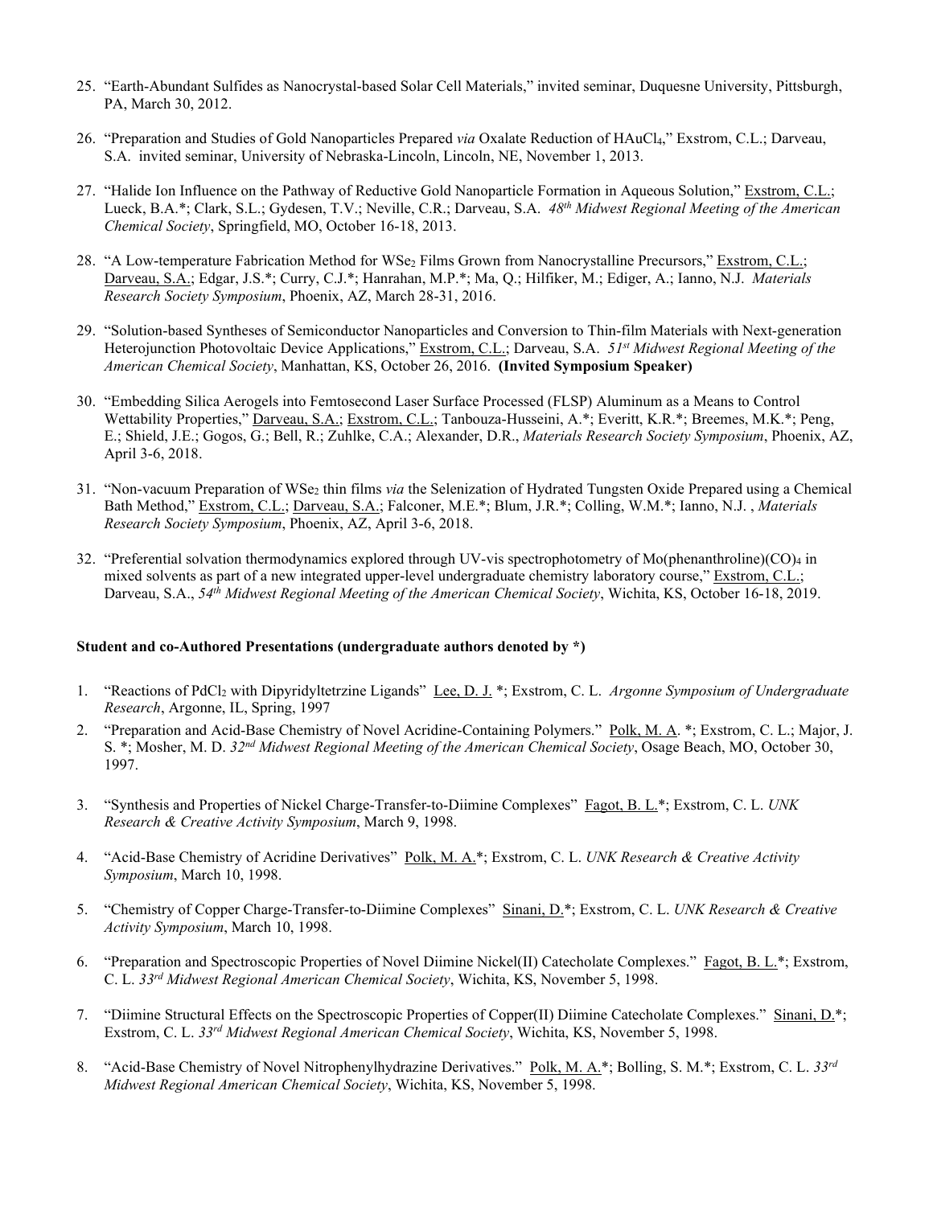25. "Earth-Abundant Sulfides as Nanocrystal-based Solar Cell Materials," invited seminar, Duquesne University, Pittsburgh, PA, March 30, 2012.

26. "Preparation and Studies of Gold Nanoparticles Prepared *via* Oxalate Reduction of $HAuCl_4$," Exstrom, C.L.; Darveau, S.A. invited seminar, University of Nebraska-Lincoln, Lincoln, NE, November 1, 2013.

27. "Halide Ion Influence on the Pathway of Reductive Gold Nanoparticle Formation in Aqueous Solution," Exstrom, C.L.; Lueck, B.A.*; Clark, S.L.; Gydesen, T.V.; Neville, C.R.; Darveau, S.A. *48th Midwest Regional Meeting of the American Chemical Society*, Springfield, MO, October 16-18, 2013.

28. "A Low-temperature Fabrication Method for $WSe_2$ Films Grown from Nanocrystalline Precursors," Exstrom, C.L.; Darveau, S.A.; Edgar, J.S.*; Curry, C.J.*; Hanrahan, M.P.*; Ma, Q.; Hilfiker, M.; Ediger, A.; Ianno, N.J. *Materials Research Society Symposium*, Phoenix, AZ, March 28-31, 2016.

29. "Solution-based Syntheses of Semiconductor Nanoparticles and Conversion to Thin-film Materials with Next-generation Heterojunction Photovoltaic Device Applications," Exstrom, C.L.; Darveau, S.A. *51st Midwest Regional Meeting of the American Chemical Society*, Manhattan, KS, October 26, 2016. **(Invited Symposium Speaker)**

30. "Embedding Silica Aerogels into Femtosecond Laser Surface Processed (FLSP) Aluminum as a Means to Control Wettability Properties," Darveau, S.A.; Exstrom, C.L.; Tanbouza-Husseini, A.*; Everitt, K.R.*; Breemes, M.K.*; Peng, E.; Shield, J.E.; Gogos, G.; Bell, R.; Zuhlke, C.A.; Alexander, D.R., *Materials Research Society Symposium*, Phoenix, AZ, April 3-6, 2018.

31. "Non-vacuum Preparation of $WSe_2$ thin films *via* the Selenization of Hydrated Tungsten Oxide Prepared using a Chemical Bath Method," Exstrom, C.L.; Darveau, S.A.; Falconer, M.E.*; Blum, J.R.*; Colling, W.M.*; Ianno, N.J. , *Materials Research Society Symposium*, Phoenix, AZ, April 3-6, 2018.

32. "Preferential solvation thermodynamics explored through UV-vis spectrophotometry of Mo(phenanthroline)$(CO)_4$ in mixed solvents as part of a new integrated upper-level undergraduate chemistry laboratory course," Exstrom, C.L.; Darveau, S.A., *54th Midwest Regional Meeting of the American Chemical Society*, Wichita, KS, October 16-18, 2019.

**Student and co-Authored Presentations (undergraduate authors denoted by *)**

1. "Reactions of $PdCl_2$ with Dipyridyltetrzine Ligands" Lee, D. J. *; Exstrom, C. L. *Argonne Symposium of Undergraduate Research*, Argonne, IL, Spring, 1997
2. "Preparation and Acid-Base Chemistry of Novel Acridine-Containing Polymers." Polk, M. A. *; Exstrom, C. L.; Major, J. S. *; Mosher, M. D. *32nd Midwest Regional Meeting of the American Chemical Society*, Osage Beach, MO, October 30, 1997.

3. "Synthesis and Properties of Nickel Charge-Transfer-to-Diimine Complexes" Fagot, B. L.*; Exstrom, C. L. *UNK Research & Creative Activity Symposium*, March 9, 1998.

4. "Acid-Base Chemistry of Acridine Derivatives" Polk, M. A.*; Exstrom, C. L. *UNK Research & Creative Activity Symposium*, March 10, 1998.

5. "Chemistry of Copper Charge-Transfer-to-Diimine Complexes" Sinani, D.*; Exstrom, C. L. *UNK Research & Creative Activity Symposium*, March 10, 1998.

6. "Preparation and Spectroscopic Properties of Novel Diimine Nickel(II) Catecholate Complexes." Fagot, B. L.*; Exstrom, C. L. *33rd Midwest Regional American Chemical Society*, Wichita, KS, November 5, 1998.

7. "Diimine Structural Effects on the Spectroscopic Properties of Copper(II) Diimine Catecholate Complexes." Sinani, D.*; Exstrom, C. L. *33rd Midwest Regional American Chemical Society*, Wichita, KS, November 5, 1998.

8. "Acid-Base Chemistry of Novel Nitrophenylhydrazine Derivatives." Polk, M. A.*; Bolling, S. M.*; Exstrom, C. L. *33rd Midwest Regional American Chemical Society*, Wichita, KS, November 5, 1998.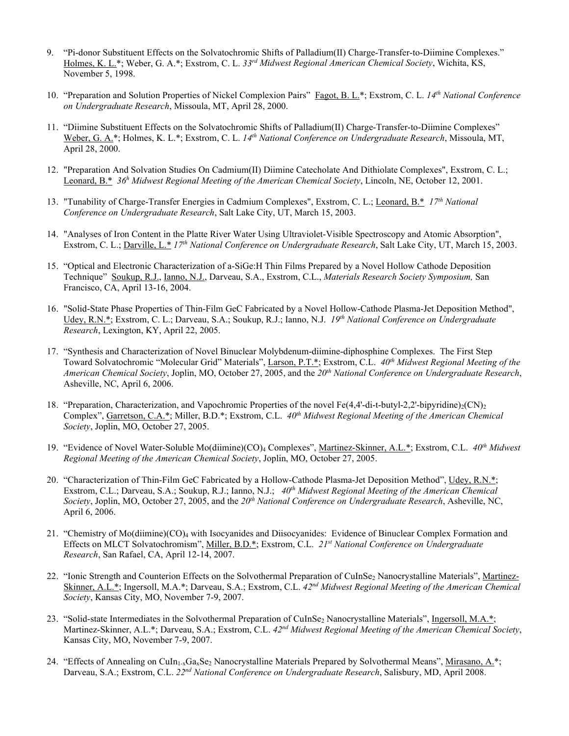9. "Pi-donor Substituent Effects on the Solvatochromic Shifts of Palladium(II) Charge-Transfer-to-Diimine Complexes." Holmes, K. L.*; Weber, G. A.*; Exstrom, C. L. *33[rd] Midwest Regional American Chemical Society*, Wichita, KS, November 5, 1998.

10. "Preparation and Solution Properties of Nickel Complexion Pairs" Fagot, B. L.*; Exstrom, C. L. *14[th] National Conference on Undergraduate Research*, Missoula, MT, April 28, 2000.

11. "Diimine Substituent Effects on the Solvatochromic Shifts of Palladium(II) Charge-Transfer-to-Diimine Complexes" Weber, G. A.*; Holmes, K. L.*; Exstrom, C. L. *14[th] National Conference on Undergraduate Research*, Missoula, MT, April 28, 2000.

12. "Preparation And Solvation Studies On Cadmium(II) Diimine Catecholate And Dithiolate Complexes", Exstrom, C. L.; Leonard, B.* *36[h] Midwest Regional Meeting of the American Chemical Society*, Lincoln, NE, October 12, 2001.

13. "Tunability of Charge-Transfer Energies in Cadmium Complexes", Exstrom, C. L.; Leonard, B.* *17[th] National Conference on Undergraduate Research*, Salt Lake City, UT, March 15, 2003.

14. "Analyses of Iron Content in the Platte River Water Using Ultraviolet-Visible Spectroscopy and Atomic Absorption", Exstrom, C. L.; Darville, L.* *17[th] National Conference on Undergraduate Research*, Salt Lake City, UT, March 15, 2003.

15. "Optical and Electronic Characterization of a-SiGe:H Thin Films Prepared by a Novel Hollow Cathode Deposition Technique" Soukup, R.J., Ianno, N.J., Darveau, S.A., Exstrom, C.L., *Materials Research Society Symposium,* San Francisco, CA, April 13-16, 2004.

16. "Solid-State Phase Properties of Thin-Film GeC Fabricated by a Novel Hollow-Cathode Plasma-Jet Deposition Method", Udey, R.N.*; Exstrom, C. L.; Darveau, S.A.; Soukup, R.J.; Ianno, N.J. *19[th] National Conference on Undergraduate Research*, Lexington, KY, April 22, 2005.

17. "Synthesis and Characterization of Novel Binuclear Molybdenum-diimine-diphosphine Complexes. The First Step Toward Solvatochromic "Molecular Grid" Materials", Larson, P.T.*; Exstrom, C.L. *40[th] Midwest Regional Meeting of the American Chemical Society*, Joplin, MO, October 27, 2005, and the *20[th] National Conference on Undergraduate Research*, Asheville, NC, April 6, 2006.

18. "Preparation, Characterization, and Vapochromic Properties of the novel $Fe(4,4'\text{-di-t-butyl-}2,2'\text{-bipyridine})_2(CN)_2$ Complex", Garretson, C.A.*; Miller, B.D.*; Exstrom, C.L. *40[th] Midwest Regional Meeting of the American Chemical Society*, Joplin, MO, October 27, 2005.

19. "Evidence of Novel Water-Soluble $Mo(diimine)(CO)_4$ Complexes", Martinez-Skinner, A.L.*; Exstrom, C.L. *40[th] Midwest Regional Meeting of the American Chemical Society*, Joplin, MO, October 27, 2005.

20. "Characterization of Thin-Film GeC Fabricated by a Hollow-Cathode Plasma-Jet Deposition Method", Udey, R.N.*; Exstrom, C.L.; Darveau, S.A.; Soukup, R.J.; Ianno, N.J.; *40[th] Midwest Regional Meeting of the American Chemical Society*, Joplin, MO, October 27, 2005, and the *20[th] National Conference on Undergraduate Research*, Asheville, NC, April 6, 2006.

21. "Chemistry of $Mo(diimine)(CO)_4$ with Isocyanides and Diisocyanides: Evidence of Binuclear Complex Formation and Effects on MLCT Solvatochromism", Miller, B.D.*; Exstrom, C.L. *21[st] National Conference on Undergraduate Research*, San Rafael, CA, April 12-14, 2007.

22. "Ionic Strength and Counterion Effects on the Solvothermal Preparation of $CuInSe_2$ Nanocrystalline Materials", Martinez-Skinner, A.L.*; Ingersoll, M.A.*; Darveau, S.A.; Exstrom, C.L. *42[nd] Midwest Regional Meeting of the American Chemical Society*, Kansas City, MO, November 7-9, 2007.

23. "Solid-state Intermediates in the Solvothermal Preparation of $CuInSe_2$ Nanocrystalline Materials", Ingersoll, M.A.*; Martinez-Skinner, A.L.*; Darveau, S.A.; Exstrom, C.L. *42[nd] Midwest Regional Meeting of the American Chemical Society*, Kansas City, MO, November 7-9, 2007.

24. "Effects of Annealing on $CuIn_{1-x}Ga_xSe_2$ Nanocrystalline Materials Prepared by Solvothermal Means", Mirasano, A.*; Darveau, S.A.; Exstrom, C.L. *22[nd] National Conference on Undergraduate Research*, Salisbury, MD, April 2008.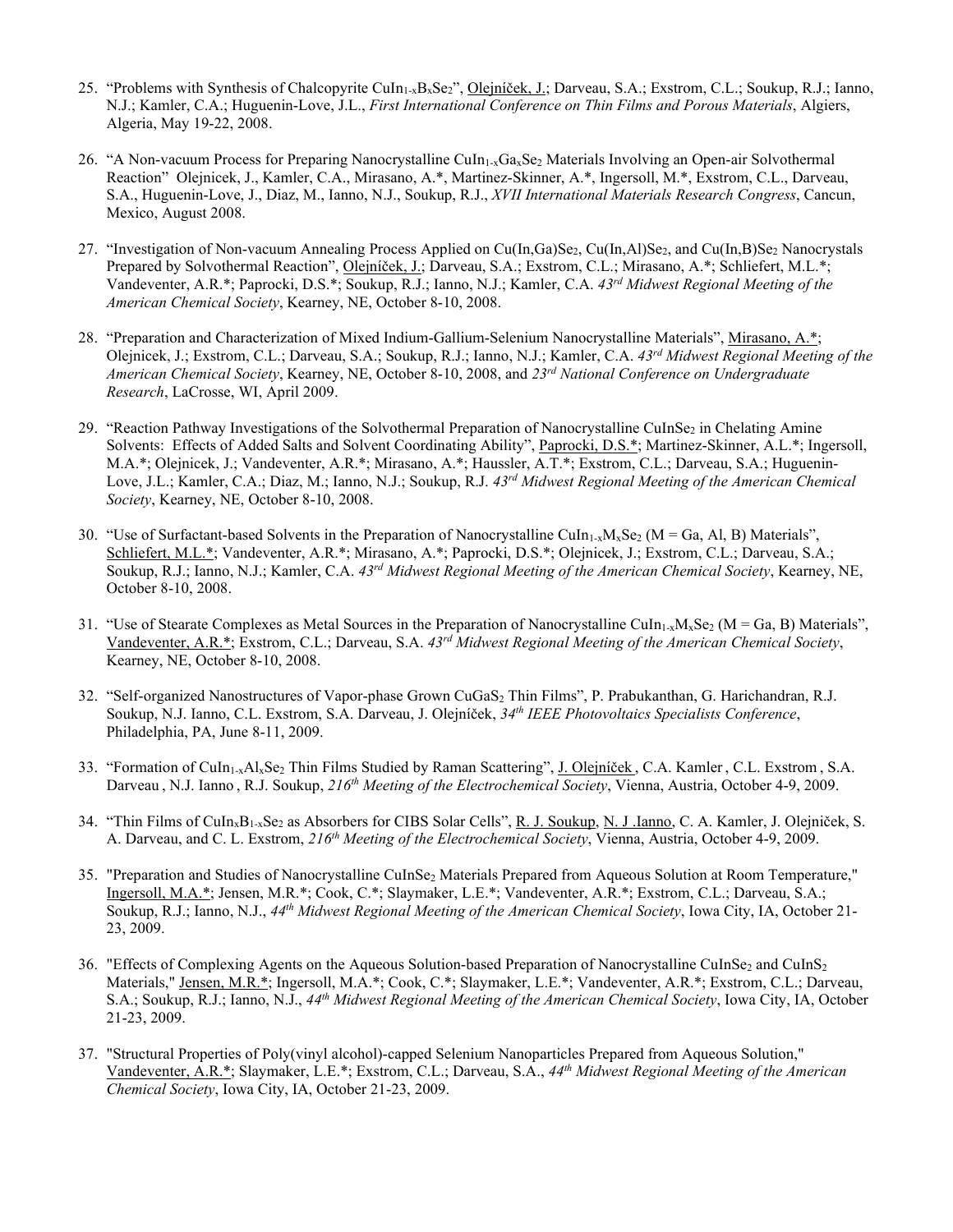25. "Problems with Synthesis of Chalcopyrite $CuIn_{1-x}B_xSe_2$", Olejníček, J.; Darveau, S.A.; Exstrom, C.L.; Soukup, R.J.; Ianno, N.J.; Kamler, C.A.; Huguenin-Love, J.L., *First International Conference on Thin Films and Porous Materials*, Algiers, Algeria, May 19-22, 2008.

26. "A Non-vacuum Process for Preparing Nanocrystalline $CuIn_{1-x}Ga_xSe_2$ Materials Involving an Open-air Solvothermal Reaction" Olejnicek, J., Kamler, C.A., Mirasano, A.*, Martinez-Skinner, A.*, Ingersoll, M.*, Exstrom, C.L., Darveau, S.A., Huguenin-Love, J., Diaz, M., Ianno, N.J., Soukup, R.J., *XVII International Materials Research Congress*, Cancun, Mexico, August 2008.

27. "Investigation of Non-vacuum Annealing Process Applied on $Cu(In,Ga)Se_2$, $Cu(In,Al)Se_2$, and $Cu(In,B)Se_2$ Nanocrystals Prepared by Solvothermal Reaction", Olejníček, J.; Darveau, S.A.; Exstrom, C.L.; Mirasano, A.*; Schliefert, M.L.*; Vandeventer, A.R.*; Paprocki, D.S.*; Soukup, R.J.; Ianno, N.J.; Kamler, C.A. *43rd Midwest Regional Meeting of the American Chemical Society*, Kearney, NE, October 8-10, 2008.

28. "Preparation and Characterization of Mixed Indium-Gallium-Selenium Nanocrystalline Materials", Mirasano, A.*; Olejnicek, J.; Exstrom, C.L.; Darveau, S.A.; Soukup, R.J.; Ianno, N.J.; Kamler, C.A. *43rd Midwest Regional Meeting of the American Chemical Society*, Kearney, NE, October 8-10, 2008, and *23rd National Conference on Undergraduate Research*, LaCrosse, WI, April 2009.

29. "Reaction Pathway Investigations of the Solvothermal Preparation of Nanocrystalline $CuInSe_2$ in Chelating Amine Solvents: Effects of Added Salts and Solvent Coordinating Ability", Paprocki, D.S.*; Martinez-Skinner, A.L.*; Ingersoll, M.A.*; Olejnicek, J.; Vandeventer, A.R.*; Mirasano, A.*; Haussler, A.T.*; Exstrom, C.L.; Darveau, S.A.; Huguenin-Love, J.L.; Kamler, C.A.; Diaz, M.; Ianno, N.J.; Soukup, R.J. *43rd Midwest Regional Meeting of the American Chemical Society*, Kearney, NE, October 8-10, 2008.

30. "Use of Surfactant-based Solvents in the Preparation of Nanocrystalline $CuIn_{1-x}M_xSe_2$ (M = Ga, Al, B) Materials", Schliefert, M.L.*; Vandeventer, A.R.*; Mirasano, A.*; Paprocki, D.S.*; Olejnicek, J.; Exstrom, C.L.; Darveau, S.A.; Soukup, R.J.; Ianno, N.J.; Kamler, C.A. *43rd Midwest Regional Meeting of the American Chemical Society*, Kearney, NE, October 8-10, 2008.

31. "Use of Stearate Complexes as Metal Sources in the Preparation of Nanocrystalline $CuIn_{1-x}M_xSe_2$ (M = Ga, B) Materials", Vandeventer, A.R.*; Exstrom, C.L.; Darveau, S.A. *43rd Midwest Regional Meeting of the American Chemical Society*, Kearney, NE, October 8-10, 2008.

32. "Self-organized Nanostructures of Vapor-phase Grown $CuGaS_2$ Thin Films", P. Prabukanthan, G. Harichandran, R.J. Soukup, N.J. Ianno, C.L. Exstrom, S.A. Darveau, J. Olejníček, *34th IEEE Photovoltaics Specialists Conference*, Philadelphia, PA, June 8-11, 2009.

33. "Formation of $CuIn_{1-x}Al_xSe_2$ Thin Films Studied by Raman Scattering", J. Olejníček , C.A. Kamler , C.L. Exstrom , S.A. Darveau , N.J. Ianno , R.J. Soukup, *216th Meeting of the Electrochemical Society*, Vienna, Austria, October 4-9, 2009.

34. "Thin Films of $CuIn_xB_{1-x}Se_2$ as Absorbers for CIBS Solar Cells", R. J. Soukup, N. J .Ianno, C. A. Kamler, J. Olejniček, S. A. Darveau, and C. L. Exstrom, *216th Meeting of the Electrochemical Society*, Vienna, Austria, October 4-9, 2009.

35. "Preparation and Studies of Nanocrystalline $CuInSe_2$ Materials Prepared from Aqueous Solution at Room Temperature," Ingersoll, M.A.*; Jensen, M.R.*; Cook, C.*; Slaymaker, L.E.*; Vandeventer, A.R.*; Exstrom, C.L.; Darveau, S.A.; Soukup, R.J.; Ianno, N.J., *44th Midwest Regional Meeting of the American Chemical Society*, Iowa City, IA, October 21-23, 2009.

36. "Effects of Complexing Agents on the Aqueous Solution-based Preparation of Nanocrystalline $CuInSe_2$ and $CuInS_2$ Materials," Jensen, M.R.*; Ingersoll, M.A.*; Cook, C.*; Slaymaker, L.E.*; Vandeventer, A.R.*; Exstrom, C.L.; Darveau, S.A.; Soukup, R.J.; Ianno, N.J., *44th Midwest Regional Meeting of the American Chemical Society*, Iowa City, IA, October 21-23, 2009.

37. "Structural Properties of Poly(vinyl alcohol)-capped Selenium Nanoparticles Prepared from Aqueous Solution," Vandeventer, A.R.*; Slaymaker, L.E.*; Exstrom, C.L.; Darveau, S.A., *44th Midwest Regional Meeting of the American Chemical Society*, Iowa City, IA, October 21-23, 2009.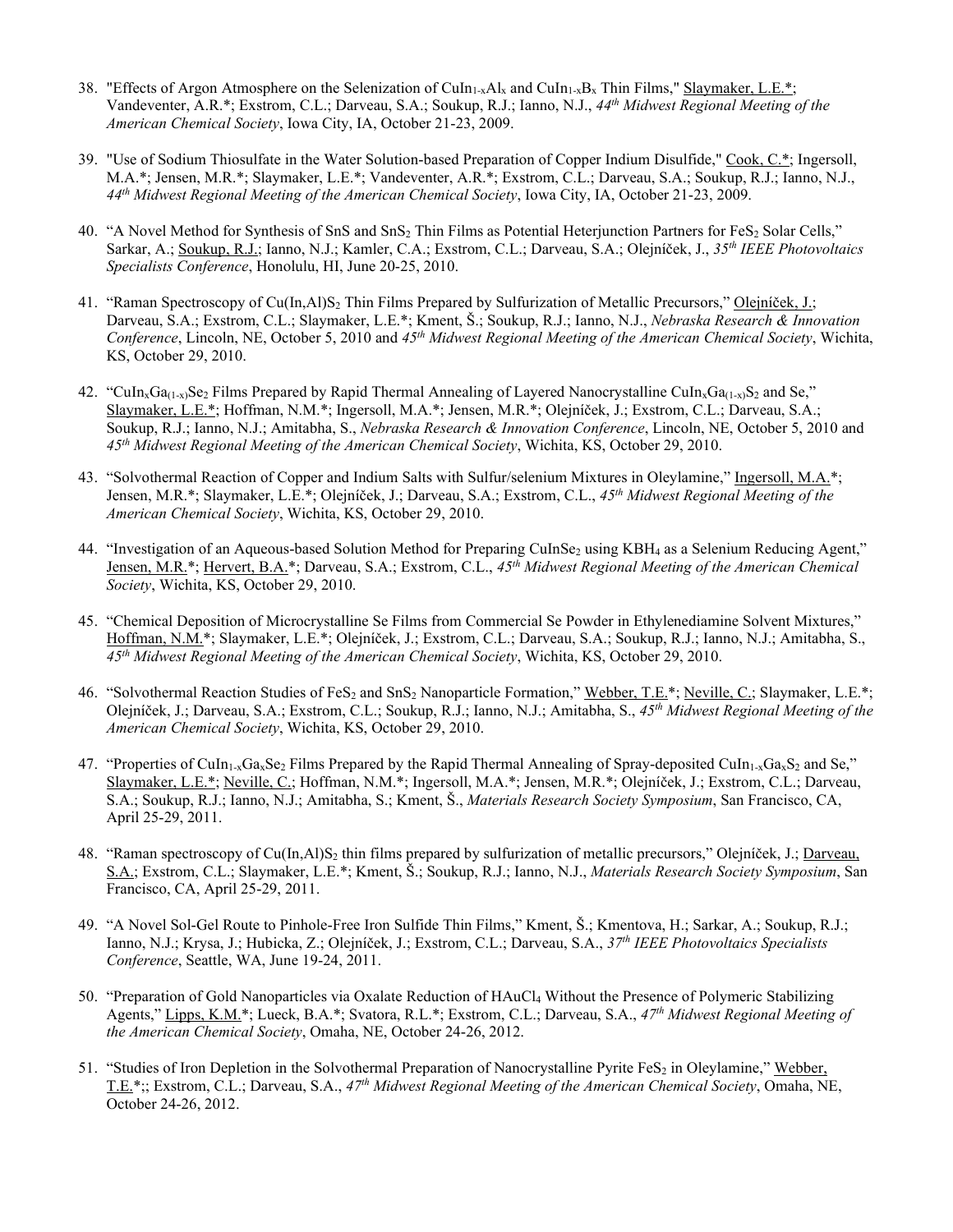38. "Effects of Argon Atmosphere on the Selenization of $CuIn_{1-x}Al_x$ and $CuIn_{1-x}B_x$ Thin Films," Slaymaker, L.E.*; Vandeventer, A.R.*; Exstrom, C.L.; Darveau, S.A.; Soukup, R.J.; Ianno, N.J., *44th Midwest Regional Meeting of the American Chemical Society*, Iowa City, IA, October 21-23, 2009.

39. "Use of Sodium Thiosulfate in the Water Solution-based Preparation of Copper Indium Disulfide," Cook, C.*; Ingersoll, M.A.*; Jensen, M.R.*; Slaymaker, L.E.*; Vandeventer, A.R.*; Exstrom, C.L.; Darveau, S.A.; Soukup, R.J.; Ianno, N.J., *44th Midwest Regional Meeting of the American Chemical Society*, Iowa City, IA, October 21-23, 2009.

40. "A Novel Method for Synthesis of SnS and $SnS_2$ Thin Films as Potential Heterjunction Partners for $FeS_2$ Solar Cells," Sarkar, A.; Soukup, R.J.; Ianno, N.J.; Kamler, C.A.; Exstrom, C.L.; Darveau, S.A.; Olejníček, J., *35th IEEE Photovoltaics Specialists Conference*, Honolulu, HI, June 20-25, 2010.

41. "Raman Spectroscopy of $Cu(In,Al)S_2$ Thin Films Prepared by Sulfurization of Metallic Precursors," Olejníček, J.; Darveau, S.A.; Exstrom, C.L.; Slaymaker, L.E.*; Kment, Š.; Soukup, R.J.; Ianno, N.J., *Nebraska Research & Innovation Conference*, Lincoln, NE, October 5, 2010 and *45th Midwest Regional Meeting of the American Chemical Society*, Wichita, KS, October 29, 2010.

42. "$CuIn_xGa_{(1-x)}Se_2$ Films Prepared by Rapid Thermal Annealing of Layered Nanocrystalline $CuIn_xGa_{(1-x)}S_2$ and Se," Slaymaker, L.E.*; Hoffman, N.M.*; Ingersoll, M.A.*; Jensen, M.R.*; Olejníček, J.; Exstrom, C.L.; Darveau, S.A.; Soukup, R.J.; Ianno, N.J.; Amitabha, S., *Nebraska Research & Innovation Conference*, Lincoln, NE, October 5, 2010 and *45th Midwest Regional Meeting of the American Chemical Society*, Wichita, KS, October 29, 2010.

43. "Solvothermal Reaction of Copper and Indium Salts with Sulfur/selenium Mixtures in Oleylamine," Ingersoll, M.A.*; Jensen, M.R.*; Slaymaker, L.E.*; Olejníček, J.; Darveau, S.A.; Exstrom, C.L., *45th Midwest Regional Meeting of the American Chemical Society*, Wichita, KS, October 29, 2010.

44. "Investigation of an Aqueous-based Solution Method for Preparing $CuInSe_2$ using $KBH_4$ as a Selenium Reducing Agent," Jensen, M.R.*; Hervert, B.A.*; Darveau, S.A.; Exstrom, C.L., *45th Midwest Regional Meeting of the American Chemical Society*, Wichita, KS, October 29, 2010.

45. "Chemical Deposition of Microcrystalline Se Films from Commercial Se Powder in Ethylenediamine Solvent Mixtures," Hoffman, N.M.*; Slaymaker, L.E.*; Olejníček, J.; Exstrom, C.L.; Darveau, S.A.; Soukup, R.J.; Ianno, N.J.; Amitabha, S., *45th Midwest Regional Meeting of the American Chemical Society*, Wichita, KS, October 29, 2010.

46. "Solvothermal Reaction Studies of $FeS_2$ and $SnS_2$ Nanoparticle Formation," Webber, T.E.*; Neville, C.; Slaymaker, L.E.*; Olejníček, J.; Darveau, S.A.; Exstrom, C.L.; Soukup, R.J.; Ianno, N.J.; Amitabha, S., *45th Midwest Regional Meeting of the American Chemical Society*, Wichita, KS, October 29, 2010.

47. "Properties of $CuIn_{1-x}Ga_xSe_2$ Films Prepared by the Rapid Thermal Annealing of Spray-deposited $CuIn_{1-x}Ga_xS_2$ and Se," Slaymaker, L.E.*; Neville, C.; Hoffman, N.M.*; Ingersoll, M.A.*; Jensen, M.R.*; Olejníček, J.; Exstrom, C.L.; Darveau, S.A.; Soukup, R.J.; Ianno, N.J.; Amitabha, S.; Kment, Š., *Materials Research Society Symposium*, San Francisco, CA, April 25-29, 2011.

48. "Raman spectroscopy of $Cu(In,Al)S_2$ thin films prepared by sulfurization of metallic precursors," Olejníček, J.; Darveau, S.A.; Exstrom, C.L.; Slaymaker, L.E.*; Kment, Š.; Soukup, R.J.; Ianno, N.J., *Materials Research Society Symposium*, San Francisco, CA, April 25-29, 2011.

49. "A Novel Sol-Gel Route to Pinhole-Free Iron Sulfide Thin Films," Kment, Š.; Kmentova, H.; Sarkar, A.; Soukup, R.J.; Ianno, N.J.; Krysa, J.; Hubicka, Z.; Olejníček, J.; Exstrom, C.L.; Darveau, S.A., *37th IEEE Photovoltaics Specialists Conference*, Seattle, WA, June 19-24, 2011.

50. "Preparation of Gold Nanoparticles via Oxalate Reduction of $HAuCl_4$ Without the Presence of Polymeric Stabilizing Agents," Lipps, K.M.*; Lueck, B.A.*; Svatora, R.L.*; Exstrom, C.L.; Darveau, S.A., *47th Midwest Regional Meeting of the American Chemical Society*, Omaha, NE, October 24-26, 2012.

51. "Studies of Iron Depletion in the Solvothermal Preparation of Nanocrystalline Pyrite $FeS_2$ in Oleylamine," Webber, T.E.*;; Exstrom, C.L.; Darveau, S.A., *47th Midwest Regional Meeting of the American Chemical Society*, Omaha, NE, October 24-26, 2012.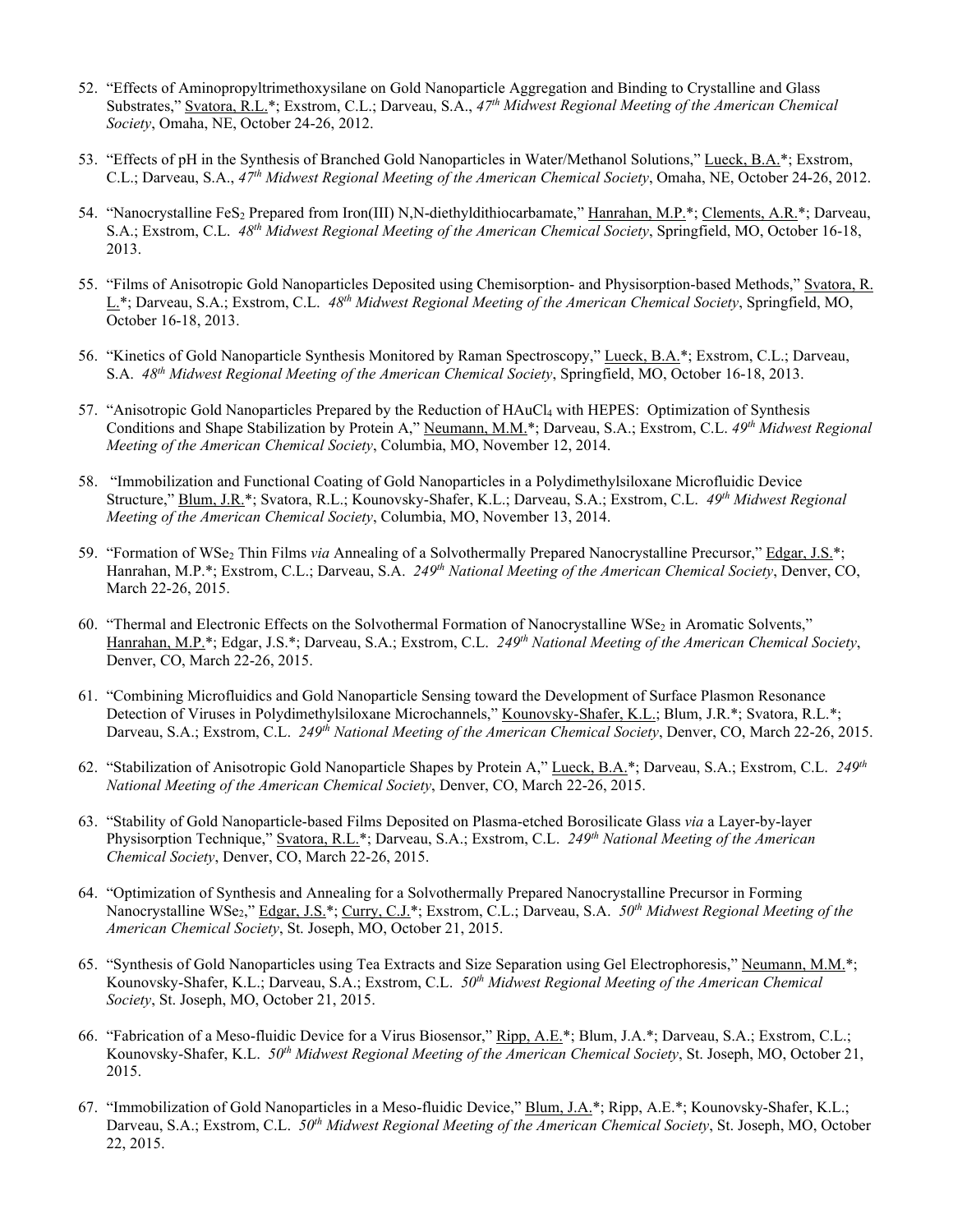52. "Effects of Aminopropyltrimethoxysilane on Gold Nanoparticle Aggregation and Binding to Crystalline and Glass Substrates," Svatora, R.L.*; Exstrom, C.L.; Darveau, S.A., *47th Midwest Regional Meeting of the American Chemical Society*, Omaha, NE, October 24-26, 2012.

53. "Effects of pH in the Synthesis of Branched Gold Nanoparticles in Water/Methanol Solutions," Lueck, B.A.*; Exstrom, C.L.; Darveau, S.A., *47th Midwest Regional Meeting of the American Chemical Society*, Omaha, NE, October 24-26, 2012.

54. "Nanocrystalline $FeS_2$ Prepared from Iron(III) N,N-diethyldithiocarbamate," Hanrahan, M.P.*; Clements, A.R.*; Darveau, S.A.; Exstrom, C.L. *48th Midwest Regional Meeting of the American Chemical Society*, Springfield, MO, October 16-18, 2013.

55. "Films of Anisotropic Gold Nanoparticles Deposited using Chemisorption- and Physisorption-based Methods," Svatora, R. L.*; Darveau, S.A.; Exstrom, C.L. *48th Midwest Regional Meeting of the American Chemical Society*, Springfield, MO, October 16-18, 2013.

56. "Kinetics of Gold Nanoparticle Synthesis Monitored by Raman Spectroscopy," Lueck, B.A.*; Exstrom, C.L.; Darveau, S.A. *48th Midwest Regional Meeting of the American Chemical Society*, Springfield, MO, October 16-18, 2013.

57. "Anisotropic Gold Nanoparticles Prepared by the Reduction of $HAuCl_4$ with HEPES: Optimization of Synthesis Conditions and Shape Stabilization by Protein A," Neumann, M.M.*; Darveau, S.A.; Exstrom, C.L. *49th Midwest Regional Meeting of the American Chemical Society*, Columbia, MO, November 12, 2014.

58. "Immobilization and Functional Coating of Gold Nanoparticles in a Polydimethylsiloxane Microfluidic Device Structure," Blum, J.R.*; Svatora, R.L.; Kounovsky-Shafer, K.L.; Darveau, S.A.; Exstrom, C.L. *49th Midwest Regional Meeting of the American Chemical Society*, Columbia, MO, November 13, 2014.

59. "Formation of $WSe_2$ Thin Films *via* Annealing of a Solvothermally Prepared Nanocrystalline Precursor," Edgar, J.S.*; Hanrahan, M.P.*; Exstrom, C.L.; Darveau, S.A. *249th National Meeting of the American Chemical Society*, Denver, CO, March 22-26, 2015.

60. "Thermal and Electronic Effects on the Solvothermal Formation of Nanocrystalline $WSe_2$ in Aromatic Solvents," Hanrahan, M.P.*; Edgar, J.S.*; Darveau, S.A.; Exstrom, C.L. *249th National Meeting of the American Chemical Society*, Denver, CO, March 22-26, 2015.

61. "Combining Microfluidics and Gold Nanoparticle Sensing toward the Development of Surface Plasmon Resonance Detection of Viruses in Polydimethylsiloxane Microchannels," Kounovsky-Shafer, K.L.; Blum, J.R.*; Svatora, R.L.*; Darveau, S.A.; Exstrom, C.L. *249th National Meeting of the American Chemical Society*, Denver, CO, March 22-26, 2015.

62. "Stabilization of Anisotropic Gold Nanoparticle Shapes by Protein A," Lueck, B.A.*; Darveau, S.A.; Exstrom, C.L. *249th National Meeting of the American Chemical Society*, Denver, CO, March 22-26, 2015.

63. "Stability of Gold Nanoparticle-based Films Deposited on Plasma-etched Borosilicate Glass *via* a Layer-by-layer Physisorption Technique," Svatora, R.L.*; Darveau, S.A.; Exstrom, C.L. *249th National Meeting of the American Chemical Society*, Denver, CO, March 22-26, 2015.

64. "Optimization of Synthesis and Annealing for a Solvothermally Prepared Nanocrystalline Precursor in Forming Nanocrystalline $WSe_2$," Edgar, J.S.*; Curry, C.J.*; Exstrom, C.L.; Darveau, S.A. *50th Midwest Regional Meeting of the American Chemical Society*, St. Joseph, MO, October 21, 2015.

65. "Synthesis of Gold Nanoparticles using Tea Extracts and Size Separation using Gel Electrophoresis," Neumann, M.M.*; Kounovsky-Shafer, K.L.; Darveau, S.A.; Exstrom, C.L. *50th Midwest Regional Meeting of the American Chemical Society*, St. Joseph, MO, October 21, 2015.

66. "Fabrication of a Meso-fluidic Device for a Virus Biosensor," Ripp, A.E.*; Blum, J.A.*; Darveau, S.A.; Exstrom, C.L.; Kounovsky-Shafer, K.L. *50th Midwest Regional Meeting of the American Chemical Society*, St. Joseph, MO, October 21, 2015.

67. "Immobilization of Gold Nanoparticles in a Meso-fluidic Device," Blum, J.A.*; Ripp, A.E.*; Kounovsky-Shafer, K.L.; Darveau, S.A.; Exstrom, C.L. *50th Midwest Regional Meeting of the American Chemical Society*, St. Joseph, MO, October 22, 2015.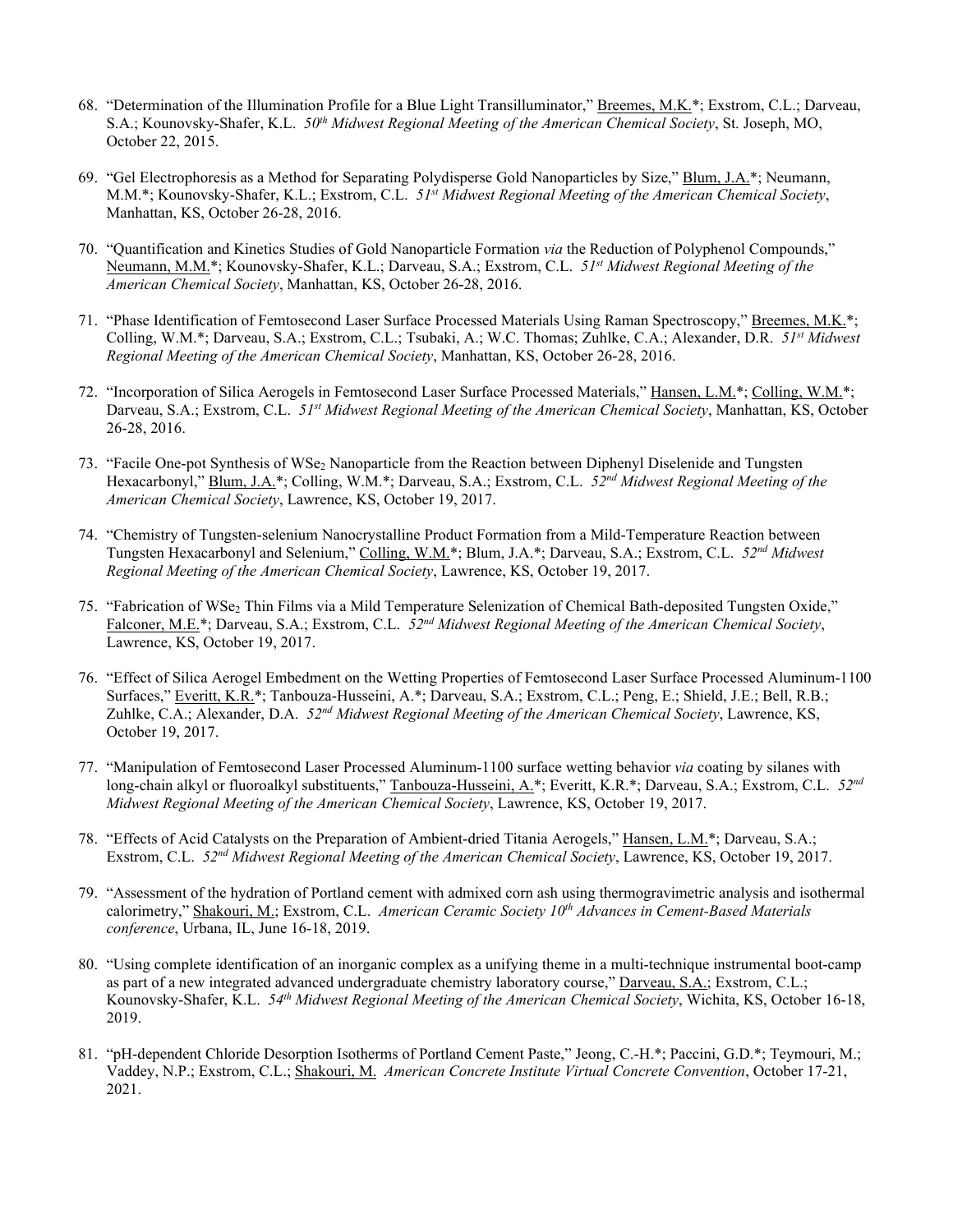68. "Determination of the Illumination Profile for a Blue Light Transilluminator," Breemes, M.K.*; Exstrom, C.L.; Darveau, S.A.; Kounovsky-Shafer, K.L. *50th Midwest Regional Meeting of the American Chemical Society*, St. Joseph, MO, October 22, 2015.

69. "Gel Electrophoresis as a Method for Separating Polydisperse Gold Nanoparticles by Size," Blum, J.A.*; Neumann, M.M.*; Kounovsky-Shafer, K.L.; Exstrom, C.L. *51st Midwest Regional Meeting of the American Chemical Society*, Manhattan, KS, October 26-28, 2016.

70. "Quantification and Kinetics Studies of Gold Nanoparticle Formation *via* the Reduction of Polyphenol Compounds," Neumann, M.M.*; Kounovsky-Shafer, K.L.; Darveau, S.A.; Exstrom, C.L. *51st Midwest Regional Meeting of the American Chemical Society*, Manhattan, KS, October 26-28, 2016.

71. "Phase Identification of Femtosecond Laser Surface Processed Materials Using Raman Spectroscopy," Breemes, M.K.*; Colling, W.M.*; Darveau, S.A.; Exstrom, C.L.; Tsubaki, A.; W.C. Thomas; Zuhlke, C.A.; Alexander, D.R. *51st Midwest Regional Meeting of the American Chemical Society*, Manhattan, KS, October 26-28, 2016.

72. "Incorporation of Silica Aerogels in Femtosecond Laser Surface Processed Materials," Hansen, L.M.*; Colling, W.M.*; Darveau, S.A.; Exstrom, C.L. *51st Midwest Regional Meeting of the American Chemical Society*, Manhattan, KS, October 26-28, 2016.

73. "Facile One-pot Synthesis of $WSe_2$ Nanoparticle from the Reaction between Diphenyl Diselenide and Tungsten Hexacarbonyl," Blum, J.A.*; Colling, W.M.*; Darveau, S.A.; Exstrom, C.L. *52nd Midwest Regional Meeting of the American Chemical Society*, Lawrence, KS, October 19, 2017.

74. "Chemistry of Tungsten-selenium Nanocrystalline Product Formation from a Mild-Temperature Reaction between Tungsten Hexacarbonyl and Selenium," Colling, W.M.*; Blum, J.A.*; Darveau, S.A.; Exstrom, C.L. *52nd Midwest Regional Meeting of the American Chemical Society*, Lawrence, KS, October 19, 2017.

75. "Fabrication of $WSe_2$ Thin Films via a Mild Temperature Selenization of Chemical Bath-deposited Tungsten Oxide," Falconer, M.E.*; Darveau, S.A.; Exstrom, C.L. *52nd Midwest Regional Meeting of the American Chemical Society*, Lawrence, KS, October 19, 2017.

76. "Effect of Silica Aerogel Embedment on the Wetting Properties of Femtosecond Laser Surface Processed Aluminum-1100 Surfaces," Everitt, K.R.*; Tanbouza-Husseini, A.*; Darveau, S.A.; Exstrom, C.L.; Peng, E.; Shield, J.E.; Bell, R.B.; Zuhlke, C.A.; Alexander, D.A. *52nd Midwest Regional Meeting of the American Chemical Society*, Lawrence, KS, October 19, 2017.

77. "Manipulation of Femtosecond Laser Processed Aluminum-1100 surface wetting behavior *via* coating by silanes with long-chain alkyl or fluoroalkyl substituents," Tanbouza-Husseini, A.*; Everitt, K.R.*; Darveau, S.A.; Exstrom, C.L. *52nd Midwest Regional Meeting of the American Chemical Society*, Lawrence, KS, October 19, 2017.

78. "Effects of Acid Catalysts on the Preparation of Ambient-dried Titania Aerogels," Hansen, L.M.*; Darveau, S.A.; Exstrom, C.L. *52nd Midwest Regional Meeting of the American Chemical Society*, Lawrence, KS, October 19, 2017.

79. "Assessment of the hydration of Portland cement with admixed corn ash using thermogravimetric analysis and isothermal calorimetry," Shakouri, M.; Exstrom, C.L. *American Ceramic Society 10th Advances in Cement-Based Materials conference*, Urbana, IL, June 16-18, 2019.

80. "Using complete identification of an inorganic complex as a unifying theme in a multi-technique instrumental boot-camp as part of a new integrated advanced undergraduate chemistry laboratory course," Darveau, S.A.; Exstrom, C.L.; Kounovsky-Shafer, K.L. *54th Midwest Regional Meeting of the American Chemical Society*, Wichita, KS, October 16-18, 2019.

81. "pH-dependent Chloride Desorption Isotherms of Portland Cement Paste," Jeong, C.-H.*; Paccini, G.D.*; Teymouri, M.; Vaddey, N.P.; Exstrom, C.L.; Shakouri, M. *American Concrete Institute Virtual Concrete Convention*, October 17-21, 2021.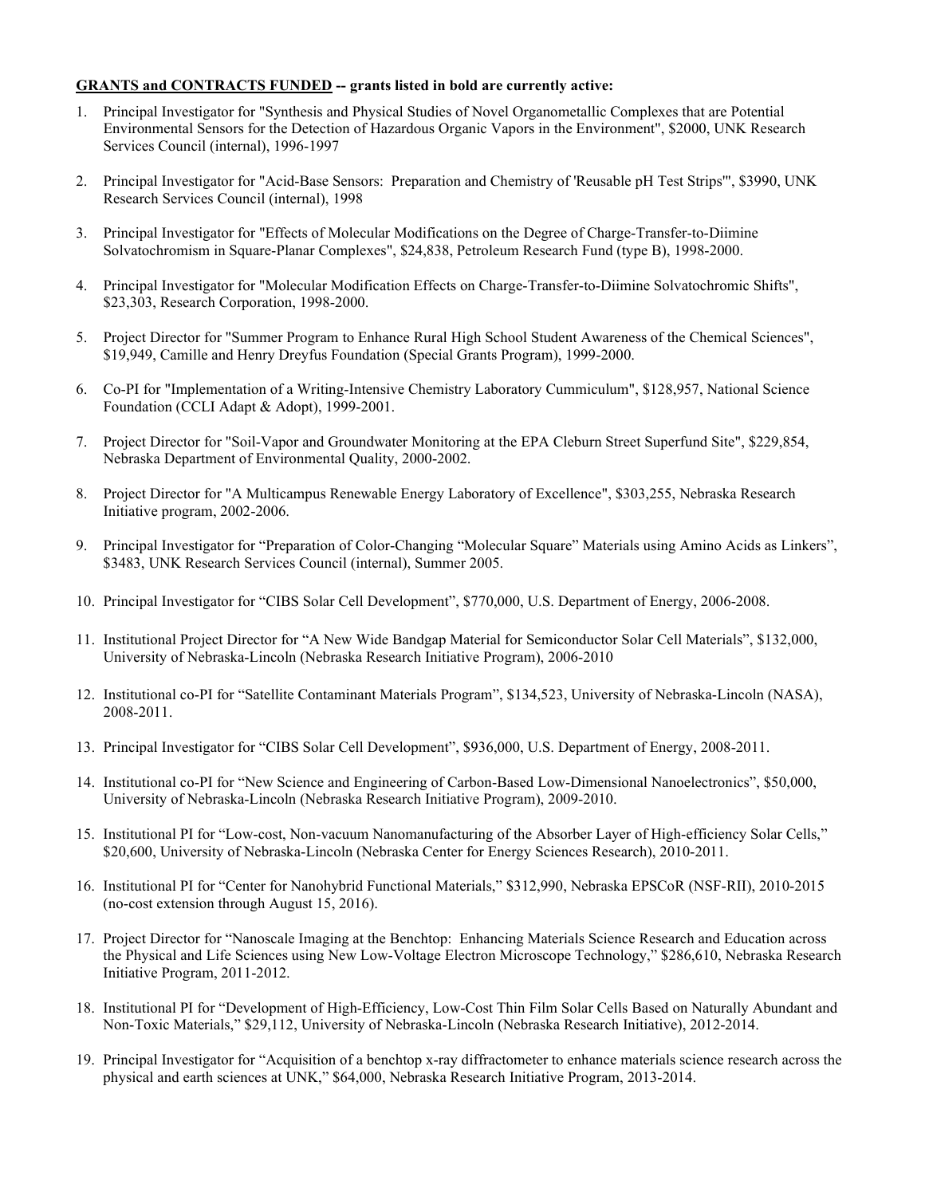**<u>GRANTS and CONTRACTS FUNDED</u> -- grants listed in bold are currently active:**

1. Principal Investigator for "Synthesis and Physical Studies of Novel Organometallic Complexes that are Potential Environmental Sensors for the Detection of Hazardous Organic Vapors in the Environment", $2000, UNK Research Services Council (internal), 1996-1997

2. Principal Investigator for "Acid-Base Sensors: Preparation and Chemistry of 'Reusable pH Test Strips'", $3990, UNK Research Services Council (internal), 1998

3. Principal Investigator for "Effects of Molecular Modifications on the Degree of Charge-Transfer-to-Diimine Solvatochromism in Square-Planar Complexes", $24,838, Petroleum Research Fund (type B), 1998-2000.

4. Principal Investigator for "Molecular Modification Effects on Charge-Transfer-to-Diimine Solvatochromic Shifts", $23,303, Research Corporation, 1998-2000.

5. Project Director for "Summer Program to Enhance Rural High School Student Awareness of the Chemical Sciences", $19,949, Camille and Henry Dreyfus Foundation (Special Grants Program), 1999-2000.

6. Co-PI for "Implementation of a Writing-Intensive Chemistry Laboratory Cummiculum", $128,957, National Science Foundation (CCLI Adapt & Adopt), 1999-2001.

7. Project Director for "Soil-Vapor and Groundwater Monitoring at the EPA Cleburn Street Superfund Site", $229,854, Nebraska Department of Environmental Quality, 2000-2002.

8. Project Director for "A Multicampus Renewable Energy Laboratory of Excellence", $303,255, Nebraska Research Initiative program, 2002-2006.

9. Principal Investigator for "Preparation of Color-Changing "Molecular Square" Materials using Amino Acids as Linkers", $3483, UNK Research Services Council (internal), Summer 2005.

10. Principal Investigator for "CIBS Solar Cell Development", $770,000, U.S. Department of Energy, 2006-2008.

11. Institutional Project Director for "A New Wide Bandgap Material for Semiconductor Solar Cell Materials", $132,000, University of Nebraska-Lincoln (Nebraska Research Initiative Program), 2006-2010

12. Institutional co-PI for "Satellite Contaminant Materials Program", $134,523, University of Nebraska-Lincoln (NASA), 2008-2011.

13. Principal Investigator for "CIBS Solar Cell Development", $936,000, U.S. Department of Energy, 2008-2011.

14. Institutional co-PI for "New Science and Engineering of Carbon-Based Low-Dimensional Nanoelectronics", $50,000, University of Nebraska-Lincoln (Nebraska Research Initiative Program), 2009-2010.

15. Institutional PI for "Low-cost, Non-vacuum Nanomanufacturing of the Absorber Layer of High-efficiency Solar Cells," $20,600, University of Nebraska-Lincoln (Nebraska Center for Energy Sciences Research), 2010-2011.

16. Institutional PI for "Center for Nanohybrid Functional Materials," $312,990, Nebraska EPSCoR (NSF-RII), 2010-2015 (no-cost extension through August 15, 2016).

17. Project Director for "Nanoscale Imaging at the Benchtop: Enhancing Materials Science Research and Education across the Physical and Life Sciences using New Low-Voltage Electron Microscope Technology," $286,610, Nebraska Research Initiative Program, 2011-2012.

18. Institutional PI for "Development of High-Efficiency, Low-Cost Thin Film Solar Cells Based on Naturally Abundant and Non-Toxic Materials," $29,112, University of Nebraska-Lincoln (Nebraska Research Initiative), 2012-2014.

19. Principal Investigator for "Acquisition of a benchtop x-ray diffractometer to enhance materials science research across the physical and earth sciences at UNK," $64,000, Nebraska Research Initiative Program, 2013-2014.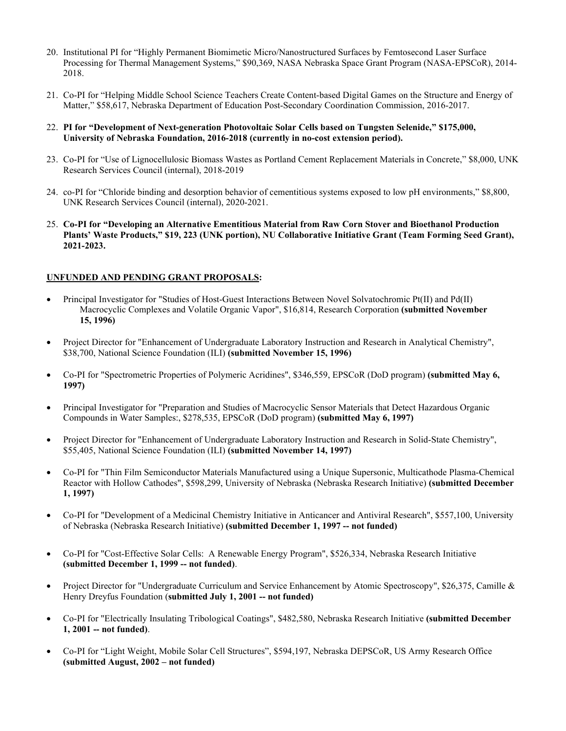20. Institutional PI for “Highly Permanent Biomimetic Micro/Nanostructured Surfaces by Femtosecond Laser Surface Processing for Thermal Management Systems,” $90,369, NASA Nebraska Space Grant Program (NASA-EPSCoR), 2014-2018.

21. Co-PI for “Helping Middle School Science Teachers Create Content-based Digital Games on the Structure and Energy of Matter,” $58,617, Nebraska Department of Education Post-Secondary Coordination Commission, 2016-2017.

22. **PI for “Development of Next-generation Photovoltaic Solar Cells based on Tungsten Selenide,” $175,000, University of Nebraska Foundation, 2016-2018 (currently in no-cost extension period).**

23. Co-PI for “Use of Lignocellulosic Biomass Wastes as Portland Cement Replacement Materials in Concrete,” $8,000, UNK Research Services Council (internal), 2018-2019

24. co-PI for “Chloride binding and desorption behavior of cementitious systems exposed to low pH environments,” $8,800, UNK Research Services Council (internal), 2020-2021.

25. **Co-PI for “Developing an Alternative Ementitious Material from Raw Corn Stover and Bioethanol Production Plants’ Waste Products,” $19, 223 (UNK portion), NU Collaborative Initiative Grant (Team Forming Seed Grant), 2021-2023.**

**UNFUNDED AND PENDING GRANT PROPOSALS:**

- Principal Investigator for "Studies of Host-Guest Interactions Between Novel Solvatochromic Pt(II) and Pd(II) Macrocyclic Complexes and Volatile Organic Vapor", $16,814, Research Corporation **(submitted November 15, 1996)**
- Project Director for "Enhancement of Undergraduate Laboratory Instruction and Research in Analytical Chemistry", $38,700, National Science Foundation (ILI) **(submitted November 15, 1996)**
- Co-PI for "Spectrometric Properties of Polymeric Acridines", $346,559, EPSCoR (DoD program) **(submitted May 6, 1997)**
- Principal Investigator for "Preparation and Studies of Macrocyclic Sensor Materials that Detect Hazardous Organic Compounds in Water Samples:, $278,535, EPSCoR (DoD program) **(submitted May 6, 1997)**
- Project Director for "Enhancement of Undergraduate Laboratory Instruction and Research in Solid-State Chemistry", $55,405, National Science Foundation (ILI) **(submitted November 14, 1997)**
- Co-PI for "Thin Film Semiconductor Materials Manufactured using a Unique Supersonic, Multicathode Plasma-Chemical Reactor with Hollow Cathodes", $598,299, University of Nebraska (Nebraska Research Initiative) **(submitted December 1, 1997)**
- Co-PI for "Development of a Medicinal Chemistry Initiative in Anticancer and Antiviral Research", $557,100, University of Nebraska (Nebraska Research Initiative) **(submitted December 1, 1997 -- not funded)**
- Co-PI for "Cost-Effective Solar Cells: A Renewable Energy Program", $526,334, Nebraska Research Initiative **(submitted December 1, 1999 -- not funded)**.
- Project Director for "Undergraduate Curriculum and Service Enhancement by Atomic Spectroscopy", $26,375, Camille & Henry Dreyfus Foundation (**submitted July 1, 2001 -- not funded)**
- Co-PI for "Electrically Insulating Tribological Coatings", $482,580, Nebraska Research Initiative **(submitted December 1, 2001 -- not funded)**.
- Co-PI for “Light Weight, Mobile Solar Cell Structures”, $594,197, Nebraska DEPSCoR, US Army Research Office **(submitted August, 2002 – not funded)**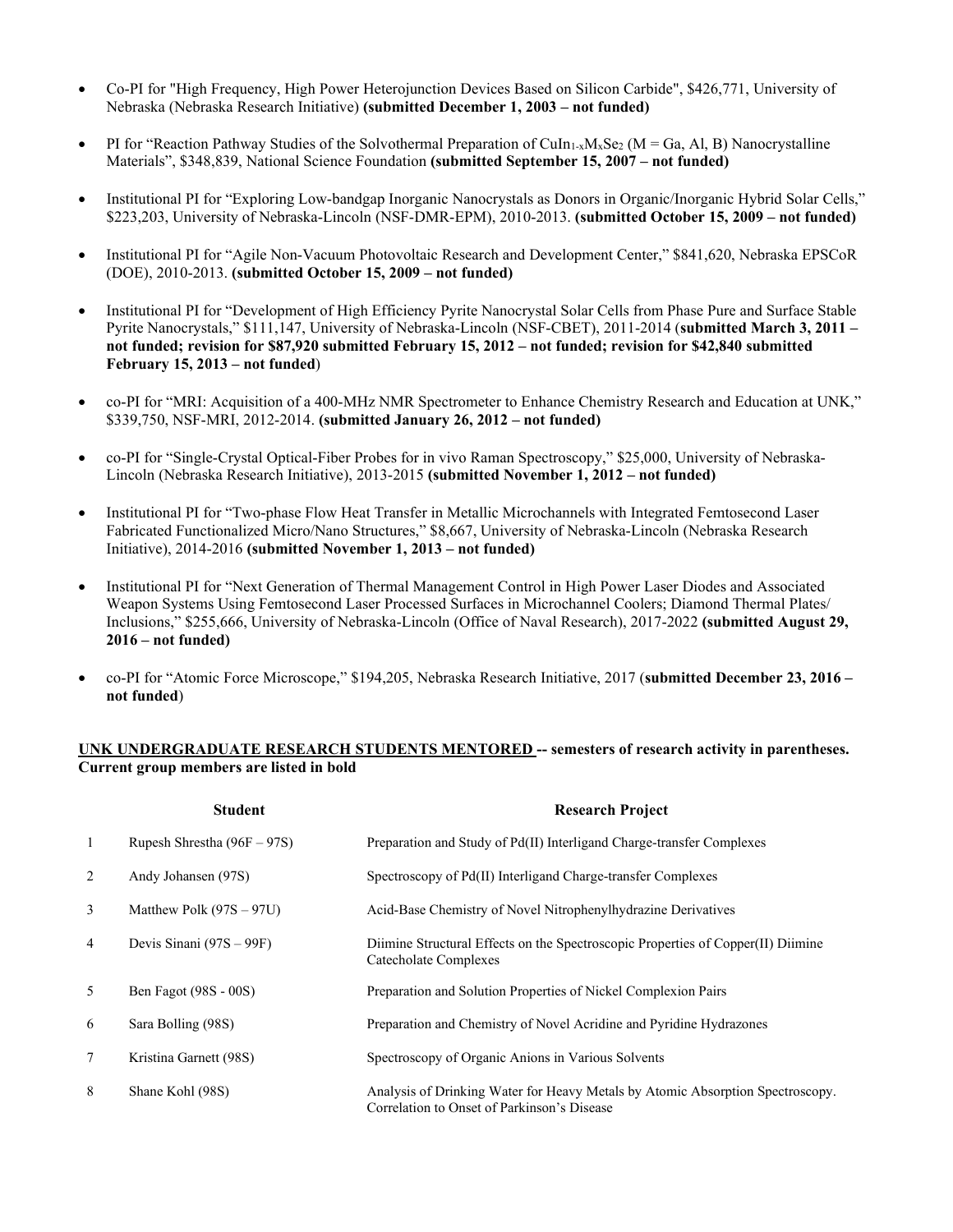- Co-PI for "High Frequency, High Power Heterojunction Devices Based on Silicon Carbide", $426,771, University of Nebraska (Nebraska Research Initiative) **(submitted December 1, 2003 – not funded)**

- PI for "Reaction Pathway Studies of the Solvothermal Preparation of $CuIn_{1-x}M_xSe_2$ (M = Ga, Al, B) Nanocrystalline Materials", $348,839, National Science Foundation **(submitted September 15, 2007 – not funded)**

- Institutional PI for "Exploring Low-bandgap Inorganic Nanocrystals as Donors in Organic/Inorganic Hybrid Solar Cells," $223,203, University of Nebraska-Lincoln (NSF-DMR-EPM), 2010-2013. **(submitted October 15, 2009 – not funded)**

- Institutional PI for "Agile Non-Vacuum Photovoltaic Research and Development Center," $841,620, Nebraska EPSCoR (DOE), 2010-2013. **(submitted October 15, 2009 – not funded)**

- Institutional PI for "Development of High Efficiency Pyrite Nanocrystal Solar Cells from Phase Pure and Surface Stable Pyrite Nanocrystals," $111,147, University of Nebraska-Lincoln (NSF-CBET), 2011-2014 (**submitted March 3, 2011 – not funded; revision for $87,920 submitted February 15, 2012 – not funded; revision for $42,840 submitted February 15, 2013 – not funded**)

- co-PI for "MRI: Acquisition of a 400-MHz NMR Spectrometer to Enhance Chemistry Research and Education at UNK," $339,750, NSF-MRI, 2012-2014. **(submitted January 26, 2012 – not funded)**

- co-PI for "Single-Crystal Optical-Fiber Probes for in vivo Raman Spectroscopy," $25,000, University of Nebraska-Lincoln (Nebraska Research Initiative), 2013-2015 **(submitted November 1, 2012 – not funded)**

- Institutional PI for "Two-phase Flow Heat Transfer in Metallic Microchannels with Integrated Femtosecond Laser Fabricated Functionalized Micro/Nano Structures," $8,667, University of Nebraska-Lincoln (Nebraska Research Initiative), 2014-2016 **(submitted November 1, 2013 – not funded)**

- Institutional PI for "Next Generation of Thermal Management Control in High Power Laser Diodes and Associated Weapon Systems Using Femtosecond Laser Processed Surfaces in Microchannel Coolers; Diamond Thermal Plates/ Inclusions," $255,666, University of Nebraska-Lincoln (Office of Naval Research), 2017-2022 **(submitted August 29, 2016 – not funded)**

- co-PI for "Atomic Force Microscope," $194,205, Nebraska Research Initiative, 2017 (**submitted December 23, 2016 – not funded**)

**UNK UNDERGRADUATE RESEARCH STUDENTS MENTORED -- semesters of research activity in parentheses. Current group members are listed in bold**

| | Student | Research Project |
|---|---|---|
| 1 | Rupesh Shrestha (96F – 97S) | Preparation and Study of Pd(II) Interligand Charge-transfer Complexes |
| 2 | Andy Johansen (97S) | Spectroscopy of Pd(II) Interligand Charge-transfer Complexes |
| 3 | Matthew Polk (97S – 97U) | Acid-Base Chemistry of Novel Nitrophenylhydrazine Derivatives |
| 4 | Devis Sinani (97S – 99F) | Diimine Structural Effects on the Spectroscopic Properties of Copper(II) Diimine Catecholate Complexes |
| 5 | Ben Fagot (98S - 00S) | Preparation and Solution Properties of Nickel Complexion Pairs |
| 6 | Sara Bolling (98S) | Preparation and Chemistry of Novel Acridine and Pyridine Hydrazones |
| 7 | Kristina Garnett (98S) | Spectroscopy of Organic Anions in Various Solvents |
| 8 | Shane Kohl (98S) | Analysis of Drinking Water for Heavy Metals by Atomic Absorption Spectroscopy. Correlation to Onset of Parkinson's Disease |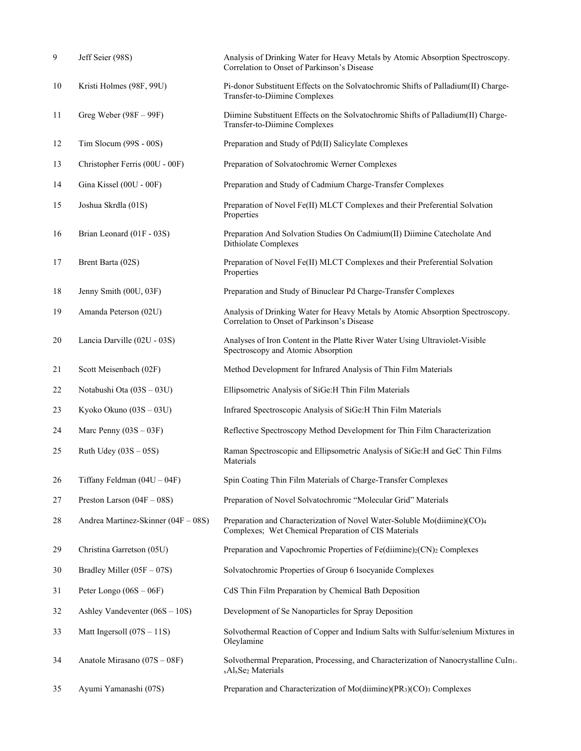| | | |
|---|---|---|
| 9 | Jeff Seier (98S) | Analysis of Drinking Water for Heavy Metals by Atomic Absorption Spectroscopy. Correlation to Onset of Parkinson's Disease |
| 10 | Kristi Holmes (98F, 99U) | Pi-donor Substituent Effects on the Solvatochromic Shifts of Palladium(II) Charge-Transfer-to-Diimine Complexes |
| 11 | Greg Weber (98F – 99F) | Diimine Substituent Effects on the Solvatochromic Shifts of Palladium(II) Charge-Transfer-to-Diimine Complexes |
| 12 | Tim Slocum (99S - 00S) | Preparation and Study of Pd(II) Salicylate Complexes |
| 13 | Christopher Ferris (00U - 00F) | Preparation of Solvatochromic Werner Complexes |
| 14 | Gina Kissel (00U - 00F) | Preparation and Study of Cadmium Charge-Transfer Complexes |
| 15 | Joshua Skrdla (01S) | Preparation of Novel Fe(II) MLCT Complexes and their Preferential Solvation Properties |
| 16 | Brian Leonard (01F - 03S) | Preparation And Solvation Studies On Cadmium(II) Diimine Catecholate And Dithiolate Complexes |
| 17 | Brent Barta (02S) | Preparation of Novel Fe(II) MLCT Complexes and their Preferential Solvation Properties |
| 18 | Jenny Smith (00U, 03F) | Preparation and Study of Binuclear Pd Charge-Transfer Complexes |
| 19 | Amanda Peterson (02U) | Analysis of Drinking Water for Heavy Metals by Atomic Absorption Spectroscopy. Correlation to Onset of Parkinson's Disease |
| 20 | Lancia Darville (02U - 03S) | Analyses of Iron Content in the Platte River Water Using Ultraviolet-Visible Spectroscopy and Atomic Absorption |
| 21 | Scott Meisenbach (02F) | Method Development for Infrared Analysis of Thin Film Materials |
| 22 | Notabushi Ota (03S – 03U) | Ellipsometric Analysis of SiGe:H Thin Film Materials |
| 23 | Kyoko Okuno (03S – 03U) | Infrared Spectroscopic Analysis of SiGe:H Thin Film Materials |
| 24 | Marc Penny (03S – 03F) | Reflective Spectroscopy Method Development for Thin Film Characterization |
| 25 | Ruth Udey (03S – 05S) | Raman Spectroscopic and Ellipsometric Analysis of SiGe:H and GeC Thin Films Materials |
| 26 | Tiffany Feldman (04U – 04F) | Spin Coating Thin Film Materials of Charge-Transfer Complexes |
| 27 | Preston Larson (04F – 08S) | Preparation of Novel Solvatochromic "Molecular Grid" Materials |
| 28 | Andrea Martinez-Skinner (04F – 08S) | Preparation and Characterization of Novel Water-Soluble Mo(diimine)$(CO)_4$ Complexes; Wet Chemical Preparation of CIS Materials |
| 29 | Christina Garretson (05U) | Preparation and Vapochromic Properties of $Fe(diimine)_2(CN)_2$ Complexes |
| 30 | Bradley Miller (05F – 07S) | Solvatochromic Properties of Group 6 Isocyanide Complexes |
| 31 | Peter Longo (06S – 06F) | CdS Thin Film Preparation by Chemical Bath Deposition |
| 32 | Ashley Vandeventer (06S – 10S) | Development of Se Nanoparticles for Spray Deposition |
| 33 | Matt Ingersoll (07S – 11S) | Solvothermal Reaction of Copper and Indium Salts with Sulfur/selenium Mixtures in Oleylamine |
| 34 | Anatole Mirasano (07S – 08F) | Solvothermal Preparation, Processing, and Characterization of Nanocrystalline $CuIn_{1-x}Al_xSe_2$ Materials |
| 35 | Ayumi Yamanashi (07S) | Preparation and Characterization of Mo(diimine)$(PR_3)(CO)_3$ Complexes |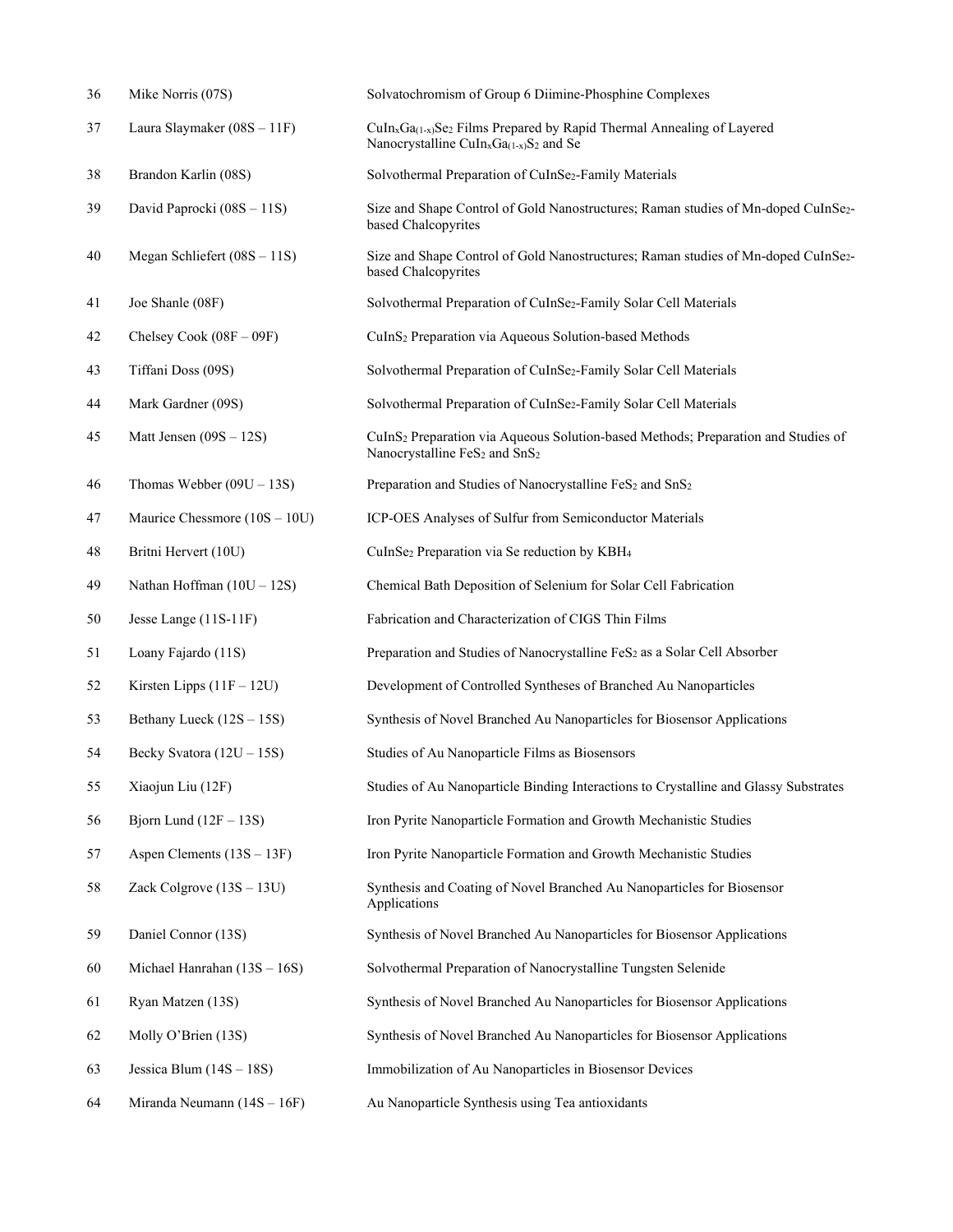| | | |
|---|---|---|
| 36 | Mike Norris (07S) | Solvatochromism of Group 6 Diimine-Phosphine Complexes |
| 37 | Laura Slaymaker (08S – 11F) | $CuIn_xGa_{(1-x)}Se_2$ Films Prepared by Rapid Thermal Annealing of Layered Nanocrystalline $CuIn_xGa_{(1-x)}S_2$ and Se |
| 38 | Brandon Karlin (08S) | Solvothermal Preparation of $CuInSe_2$-Family Materials |
| 39 | David Paprocki (08S – 11S) | Size and Shape Control of Gold Nanostructures; Raman studies of Mn-doped $CuInSe_2$-based Chalcopyrites |
| 40 | Megan Schliefert (08S – 11S) | Size and Shape Control of Gold Nanostructures; Raman studies of Mn-doped $CuInSe_2$-based Chalcopyrites |
| 41 | Joe Shanle (08F) | Solvothermal Preparation of $CuInSe_2$-Family Solar Cell Materials |
| 42 | Chelsey Cook (08F – 09F) | $CuInS_2$ Preparation via Aqueous Solution-based Methods |
| 43 | Tiffani Doss (09S) | Solvothermal Preparation of $CuInSe_2$-Family Solar Cell Materials |
| 44 | Mark Gardner (09S) | Solvothermal Preparation of $CuInSe_2$-Family Solar Cell Materials |
| 45 | Matt Jensen (09S – 12S) | $CuInS_2$ Preparation via Aqueous Solution-based Methods; Preparation and Studies of Nanocrystalline $FeS_2$ and $SnS_2$ |
| 46 | Thomas Webber (09U – 13S) | Preparation and Studies of Nanocrystalline $FeS_2$ and $SnS_2$ |
| 47 | Maurice Chessmore (10S – 10U) | ICP-OES Analyses of Sulfur from Semiconductor Materials |
| 48 | Britni Hervert (10U) | $CuInSe_2$ Preparation via Se reduction by $KBH_4$ |
| 49 | Nathan Hoffman (10U – 12S) | Chemical Bath Deposition of Selenium for Solar Cell Fabrication |
| 50 | Jesse Lange (11S-11F) | Fabrication and Characterization of CIGS Thin Films |
| 51 | Loany Fajardo (11S) | Preparation and Studies of Nanocrystalline $FeS_2$ as a Solar Cell Absorber |
| 52 | Kirsten Lipps (11F – 12U) | Development of Controlled Syntheses of Branched Au Nanoparticles |
| 53 | Bethany Lueck (12S – 15S) | Synthesis of Novel Branched Au Nanoparticles for Biosensor Applications |
| 54 | Becky Svatora (12U – 15S) | Studies of Au Nanoparticle Films as Biosensors |
| 55 | Xiaojun Liu (12F) | Studies of Au Nanoparticle Binding Interactions to Crystalline and Glassy Substrates |
| 56 | Bjorn Lund (12F – 13S) | Iron Pyrite Nanoparticle Formation and Growth Mechanistic Studies |
| 57 | Aspen Clements (13S – 13F) | Iron Pyrite Nanoparticle Formation and Growth Mechanistic Studies |
| 58 | Zack Colgrove (13S – 13U) | Synthesis and Coating of Novel Branched Au Nanoparticles for Biosensor Applications |
| 59 | Daniel Connor (13S) | Synthesis of Novel Branched Au Nanoparticles for Biosensor Applications |
| 60 | Michael Hanrahan (13S – 16S) | Solvothermal Preparation of Nanocrystalline Tungsten Selenide |
| 61 | Ryan Matzen (13S) | Synthesis of Novel Branched Au Nanoparticles for Biosensor Applications |
| 62 | Molly O'Brien (13S) | Synthesis of Novel Branched Au Nanoparticles for Biosensor Applications |
| 63 | Jessica Blum (14S – 18S) | Immobilization of Au Nanoparticles in Biosensor Devices |
| 64 | Miranda Neumann (14S – 16F) | Au Nanoparticle Synthesis using Tea antioxidants |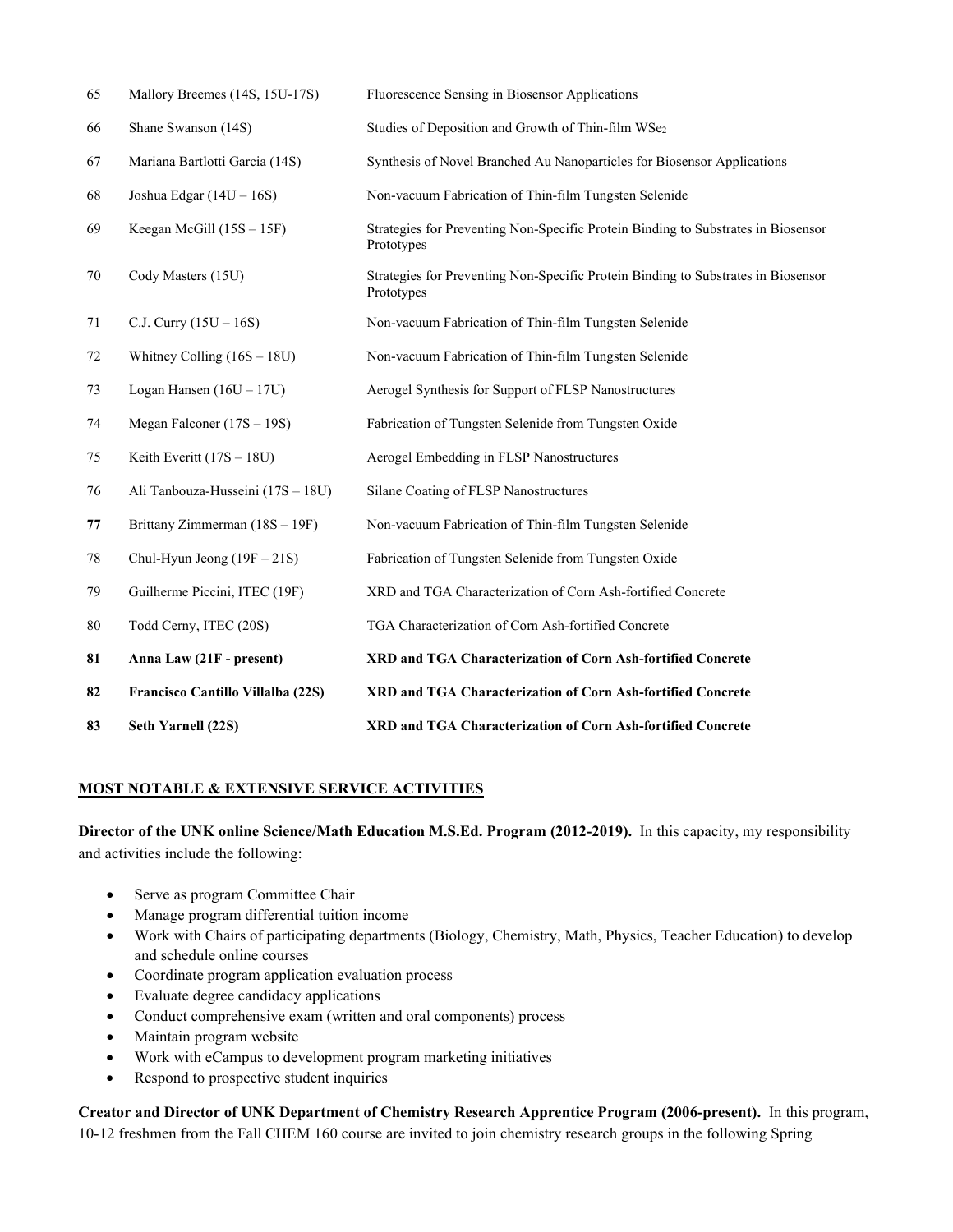| | | |
|---|---|---|
| 65 | Mallory Breemes (14S, 15U-17S) | Fluorescence Sensing in Biosensor Applications |
| 66 | Shane Swanson (14S) | Studies of Deposition and Growth of Thin-film $WSe_2$ |
| 67 | Mariana Bartlotti Garcia (14S) | Synthesis of Novel Branched Au Nanoparticles for Biosensor Applications |
| 68 | Joshua Edgar (14U – 16S) | Non-vacuum Fabrication of Thin-film Tungsten Selenide |
| 69 | Keegan McGill (15S – 15F) | Strategies for Preventing Non-Specific Protein Binding to Substrates in Biosensor Prototypes |
| 70 | Cody Masters (15U) | Strategies for Preventing Non-Specific Protein Binding to Substrates in Biosensor Prototypes |
| 71 | C.J. Curry (15U – 16S) | Non-vacuum Fabrication of Thin-film Tungsten Selenide |
| 72 | Whitney Colling (16S – 18U) | Non-vacuum Fabrication of Thin-film Tungsten Selenide |
| 73 | Logan Hansen (16U – 17U) | Aerogel Synthesis for Support of FLSP Nanostructures |
| 74 | Megan Falconer (17S – 19S) | Fabrication of Tungsten Selenide from Tungsten Oxide |
| 75 | Keith Everitt (17S – 18U) | Aerogel Embedding in FLSP Nanostructures |
| 76 | Ali Tanbouza-Husseini (17S – 18U) | Silane Coating of FLSP Nanostructures |
| **77** | Brittany Zimmerman (18S – 19F) | Non-vacuum Fabrication of Thin-film Tungsten Selenide |
| 78 | Chul-Hyun Jeong (19F – 21S) | Fabrication of Tungsten Selenide from Tungsten Oxide |
| 79 | Guilherme Piccini, ITEC (19F) | XRD and TGA Characterization of Corn Ash-fortified Concrete |
| 80 | Todd Cerny, ITEC (20S) | TGA Characterization of Corn Ash-fortified Concrete |
| **81** | **Anna Law (21F - present)** | **XRD and TGA Characterization of Corn Ash-fortified Concrete** |
| **82** | **Francisco Cantillo Villalba (22S)** | **XRD and TGA Characterization of Corn Ash-fortified Concrete** |
| **83** | **Seth Yarnell (22S)** | **XRD and TGA Characterization of Corn Ash-fortified Concrete** |

## MOST NOTABLE & EXTENSIVE SERVICE ACTIVITIES

**Director of the UNK online Science/Math Education M.S.Ed. Program (2012-2019).** In this capacity, my responsibility and activities include the following:

- Serve as program Committee Chair
- Manage program differential tuition income
- Work with Chairs of participating departments (Biology, Chemistry, Math, Physics, Teacher Education) to develop and schedule online courses
- Coordinate program application evaluation process
- Evaluate degree candidacy applications
- Conduct comprehensive exam (written and oral components) process
- Maintain program website
- Work with eCampus to development program marketing initiatives
- Respond to prospective student inquiries

**Creator and Director of UNK Department of Chemistry Research Apprentice Program (2006-present).** In this program, 10-12 freshmen from the Fall CHEM 160 course are invited to join chemistry research groups in the following Spring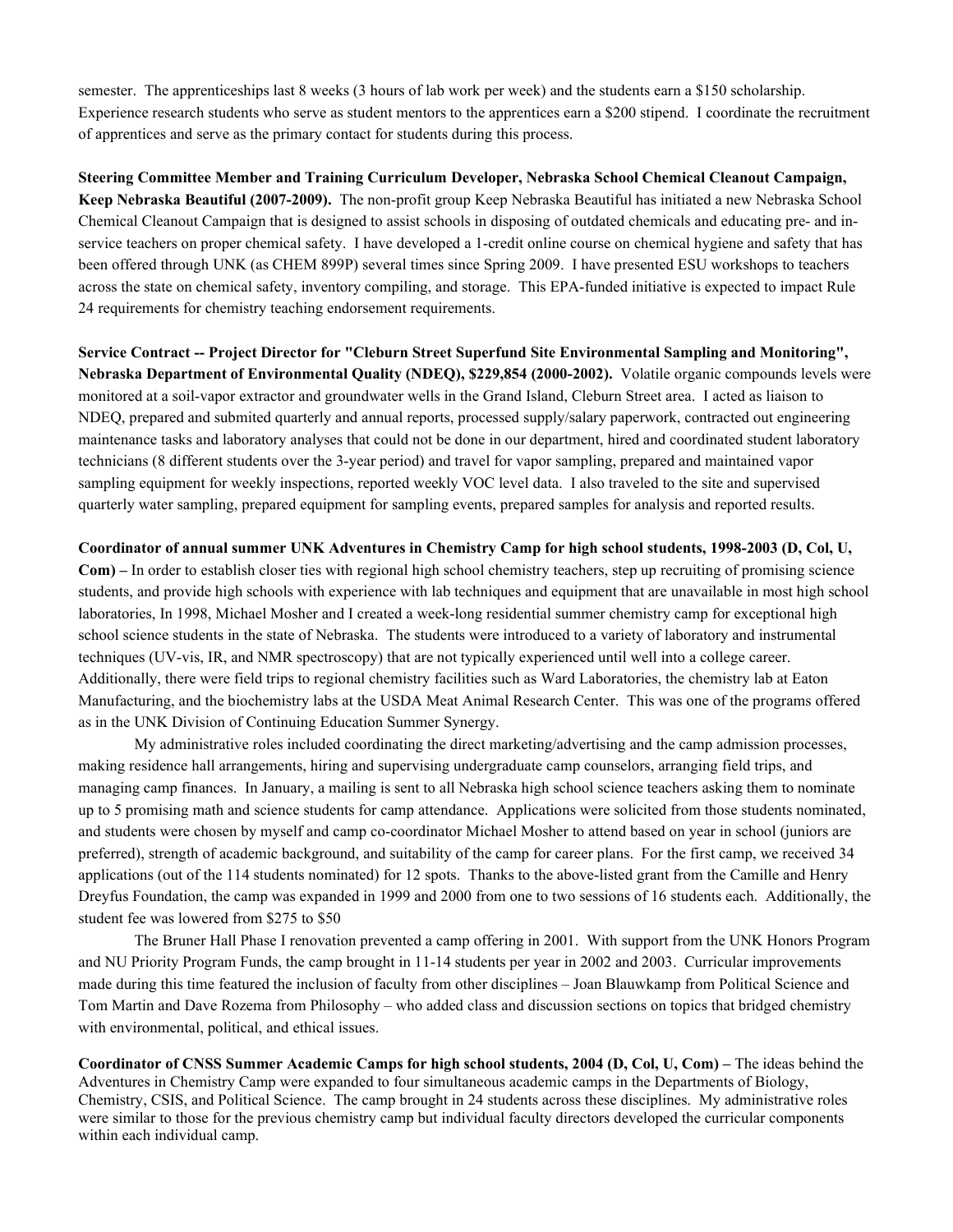semester. The apprenticeships last 8 weeks (3 hours of lab work per week) and the students earn a $150 scholarship. Experience research students who serve as student mentors to the apprentices earn a $200 stipend. I coordinate the recruitment of apprentices and serve as the primary contact for students during this process.

**Steering Committee Member and Training Curriculum Developer, Nebraska School Chemical Cleanout Campaign, Keep Nebraska Beautiful (2007-2009).** The non-profit group Keep Nebraska Beautiful has initiated a new Nebraska School Chemical Cleanout Campaign that is designed to assist schools in disposing of outdated chemicals and educating pre- and in-service teachers on proper chemical safety. I have developed a 1-credit online course on chemical hygiene and safety that has been offered through UNK (as CHEM 899P) several times since Spring 2009. I have presented ESU workshops to teachers across the state on chemical safety, inventory compiling, and storage. This EPA-funded initiative is expected to impact Rule 24 requirements for chemistry teaching endorsement requirements.

**Service Contract -- Project Director for "Cleburn Street Superfund Site Environmental Sampling and Monitoring", Nebraska Department of Environmental Quality (NDEQ), $229,854 (2000-2002).** Volatile organic compounds levels were monitored at a soil-vapor extractor and groundwater wells in the Grand Island, Cleburn Street area. I acted as liaison to NDEQ, prepared and submited quarterly and annual reports, processed supply/salary paperwork, contracted out engineering maintenance tasks and laboratory analyses that could not be done in our department, hired and coordinated student laboratory technicians (8 different students over the 3-year period) and travel for vapor sampling, prepared and maintained vapor sampling equipment for weekly inspections, reported weekly VOC level data. I also traveled to the site and supervised quarterly water sampling, prepared equipment for sampling events, prepared samples for analysis and reported results.

**Coordinator of annual summer UNK Adventures in Chemistry Camp for high school students, 1998-2003 (D, Col, U, Com) –** In order to establish closer ties with regional high school chemistry teachers, step up recruiting of promising science students, and provide high schools with experience with lab techniques and equipment that are unavailable in most high school laboratories, In 1998, Michael Mosher and I created a week-long residential summer chemistry camp for exceptional high school science students in the state of Nebraska. The students were introduced to a variety of laboratory and instrumental techniques (UV-vis, IR, and NMR spectroscopy) that are not typically experienced until well into a college career. Additionally, there were field trips to regional chemistry facilities such as Ward Laboratories, the chemistry lab at Eaton Manufacturing, and the biochemistry labs at the USDA Meat Animal Research Center. This was one of the programs offered as in the UNK Division of Continuing Education Summer Synergy.

My administrative roles included coordinating the direct marketing/advertising and the camp admission processes, making residence hall arrangements, hiring and supervising undergraduate camp counselors, arranging field trips, and managing camp finances. In January, a mailing is sent to all Nebraska high school science teachers asking them to nominate up to 5 promising math and science students for camp attendance. Applications were solicited from those students nominated, and students were chosen by myself and camp co-coordinator Michael Mosher to attend based on year in school (juniors are preferred), strength of academic background, and suitability of the camp for career plans. For the first camp, we received 34 applications (out of the 114 students nominated) for 12 spots. Thanks to the above-listed grant from the Camille and Henry Dreyfus Foundation, the camp was expanded in 1999 and 2000 from one to two sessions of 16 students each. Additionally, the student fee was lowered from $275 to $50

The Bruner Hall Phase I renovation prevented a camp offering in 2001. With support from the UNK Honors Program and NU Priority Program Funds, the camp brought in 11-14 students per year in 2002 and 2003. Curricular improvements made during this time featured the inclusion of faculty from other disciplines – Joan Blauwkamp from Political Science and Tom Martin and Dave Rozema from Philosophy – who added class and discussion sections on topics that bridged chemistry with environmental, political, and ethical issues.

**Coordinator of CNSS Summer Academic Camps for high school students, 2004 (D, Col, U, Com) –** The ideas behind the Adventures in Chemistry Camp were expanded to four simultaneous academic camps in the Departments of Biology, Chemistry, CSIS, and Political Science. The camp brought in 24 students across these disciplines. My administrative roles were similar to those for the previous chemistry camp but individual faculty directors developed the curricular components within each individual camp.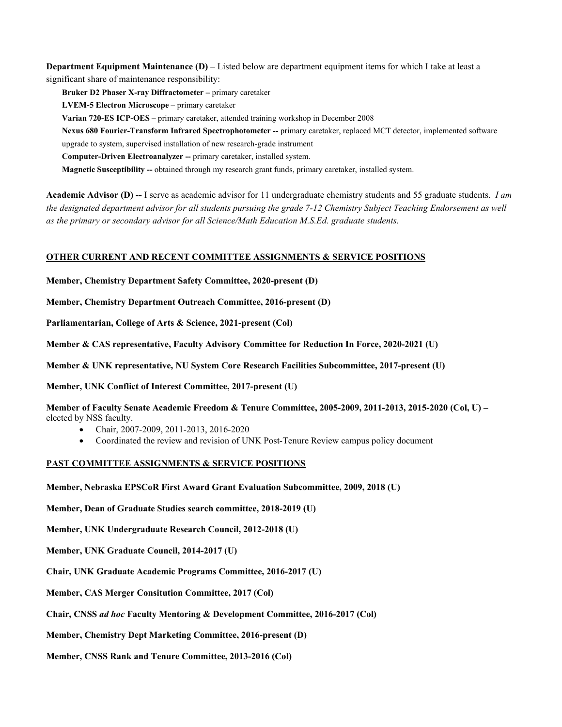**Department Equipment Maintenance (D) –** Listed below are department equipment items for which I take at least a significant share of maintenance responsibility:

**Bruker D2 Phaser X-ray Diffractometer –** primary caretaker

**LVEM-5 Electron Microscope** – primary caretaker

**Varian 720-ES ICP-OES –** primary caretaker, attended training workshop in December 2008

**Nexus 680 Fourier-Transform Infrared Spectrophotometer --** primary caretaker, replaced MCT detector, implemented software upgrade to system, supervised installation of new research-grade instrument

**Computer-Driven Electroanalyzer --** primary caretaker, installed system.

**Magnetic Susceptibility --** obtained through my research grant funds, primary caretaker, installed system.

**Academic Advisor (D) --** I serve as academic advisor for 11 undergraduate chemistry students and 55 graduate students. *I am the designated department advisor for all students pursuing the grade 7-12 Chemistry Subject Teaching Endorsement as well as the primary or secondary advisor for all Science/Math Education M.S.Ed. graduate students.*

## OTHER CURRENT AND RECENT COMMITTEE ASSIGNMENTS & SERVICE POSITIONS

**Member, Chemistry Department Safety Committee, 2020-present (D)**

**Member, Chemistry Department Outreach Committee, 2016-present (D)**

**Parliamentarian, College of Arts & Science, 2021-present (Col)**

**Member & CAS representative, Faculty Advisory Committee for Reduction In Force, 2020-2021 (U)**

**Member & UNK representative, NU System Core Research Facilities Subcommittee, 2017-present (U)**

**Member, UNK Conflict of Interest Committee, 2017-present (U)**

**Member of Faculty Senate Academic Freedom & Tenure Committee, 2005-2009, 2011-2013, 2015-2020 (Col, U) –** elected by NSS faculty.

- Chair, 2007-2009, 2011-2013, 2016-2020
- Coordinated the review and revision of UNK Post-Tenure Review campus policy document

## PAST COMMITTEE ASSIGNMENTS & SERVICE POSITIONS

**Member, Nebraska EPSCoR First Award Grant Evaluation Subcommittee, 2009, 2018 (U)**

**Member, Dean of Graduate Studies search committee, 2018-2019 (U)**

**Member, UNK Undergraduate Research Council, 2012-2018 (U)**

**Member, UNK Graduate Council, 2014-2017 (U)**

**Chair, UNK Graduate Academic Programs Committee, 2016-2017 (U)**

**Member, CAS Merger Consitution Committee, 2017 (Col)**

**Chair, CNSS *ad hoc* Faculty Mentoring & Development Committee, 2016-2017 (Col)**

**Member, Chemistry Dept Marketing Committee, 2016-present (D)**

**Member, CNSS Rank and Tenure Committee, 2013-2016 (Col)**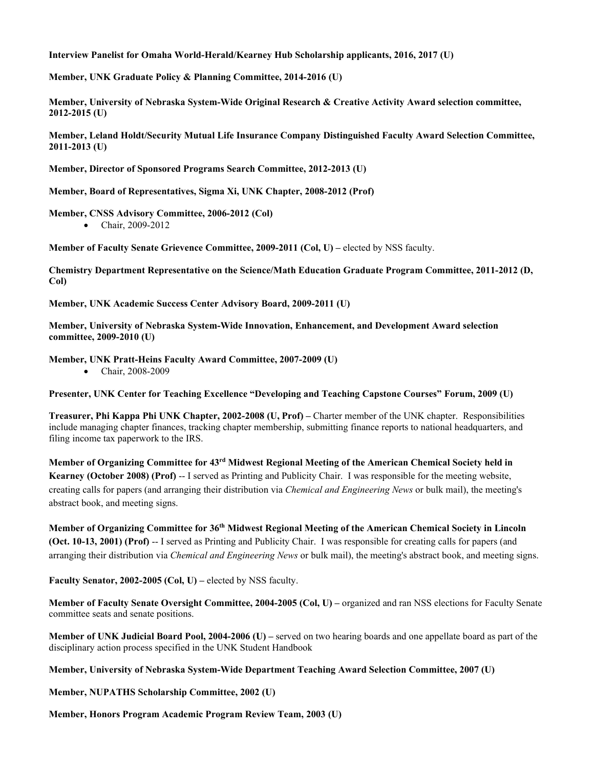**Interview Panelist for Omaha World-Herald/Kearney Hub Scholarship applicants, 2016, 2017 (U)**

**Member, UNK Graduate Policy & Planning Committee, 2014-2016 (U)**

**Member, University of Nebraska System-Wide Original Research & Creative Activity Award selection committee, 2012-2015 (U)**

**Member, Leland Holdt/Security Mutual Life Insurance Company Distinguished Faculty Award Selection Committee, 2011-2013 (U)**

**Member, Director of Sponsored Programs Search Committee, 2012-2013 (U)**

**Member, Board of Representatives, Sigma Xi, UNK Chapter, 2008-2012 (Prof)**

**Member, CNSS Advisory Committee, 2006-2012 (Col)**

- Chair, 2009-2012

**Member of Faculty Senate Grievence Committee, 2009-2011 (Col, U) –** elected by NSS faculty.

**Chemistry Department Representative on the Science/Math Education Graduate Program Committee, 2011-2012 (D, Col)**

**Member, UNK Academic Success Center Advisory Board, 2009-2011 (U)**

**Member, University of Nebraska System-Wide Innovation, Enhancement, and Development Award selection committee, 2009-2010 (U)**

**Member, UNK Pratt-Heins Faculty Award Committee, 2007-2009 (U)**

- Chair, 2008-2009

**Presenter, UNK Center for Teaching Excellence "Developing and Teaching Capstone Courses" Forum, 2009 (U)**

**Treasurer, Phi Kappa Phi UNK Chapter, 2002-2008 (U, Prof) –** Charter member of the UNK chapter. Responsibilities include managing chapter finances, tracking chapter membership, submitting finance reports to national headquarters, and filing income tax paperwork to the IRS.

**Member of Organizing Committee for 43rd Midwest Regional Meeting of the American Chemical Society held in Kearney (October 2008) (Prof)** -- I served as Printing and Publicity Chair. I was responsible for the meeting website, creating calls for papers (and arranging their distribution via *Chemical and Engineering News* or bulk mail), the meeting's abstract book, and meeting signs.

**Member of Organizing Committee for 36th Midwest Regional Meeting of the American Chemical Society in Lincoln (Oct. 10-13, 2001) (Prof)** -- I served as Printing and Publicity Chair. I was responsible for creating calls for papers (and arranging their distribution via *Chemical and Engineering News* or bulk mail), the meeting's abstract book, and meeting signs.

**Faculty Senator, 2002-2005 (Col, U) –** elected by NSS faculty.

**Member of Faculty Senate Oversight Committee, 2004-2005 (Col, U) –** organized and ran NSS elections for Faculty Senate committee seats and senate positions.

**Member of UNK Judicial Board Pool, 2004-2006 (U) –** served on two hearing boards and one appellate board as part of the disciplinary action process specified in the UNK Student Handbook

**Member, University of Nebraska System-Wide Department Teaching Award Selection Committee, 2007 (U)**

**Member, NUPATHS Scholarship Committee, 2002 (U)**

**Member, Honors Program Academic Program Review Team, 2003 (U)**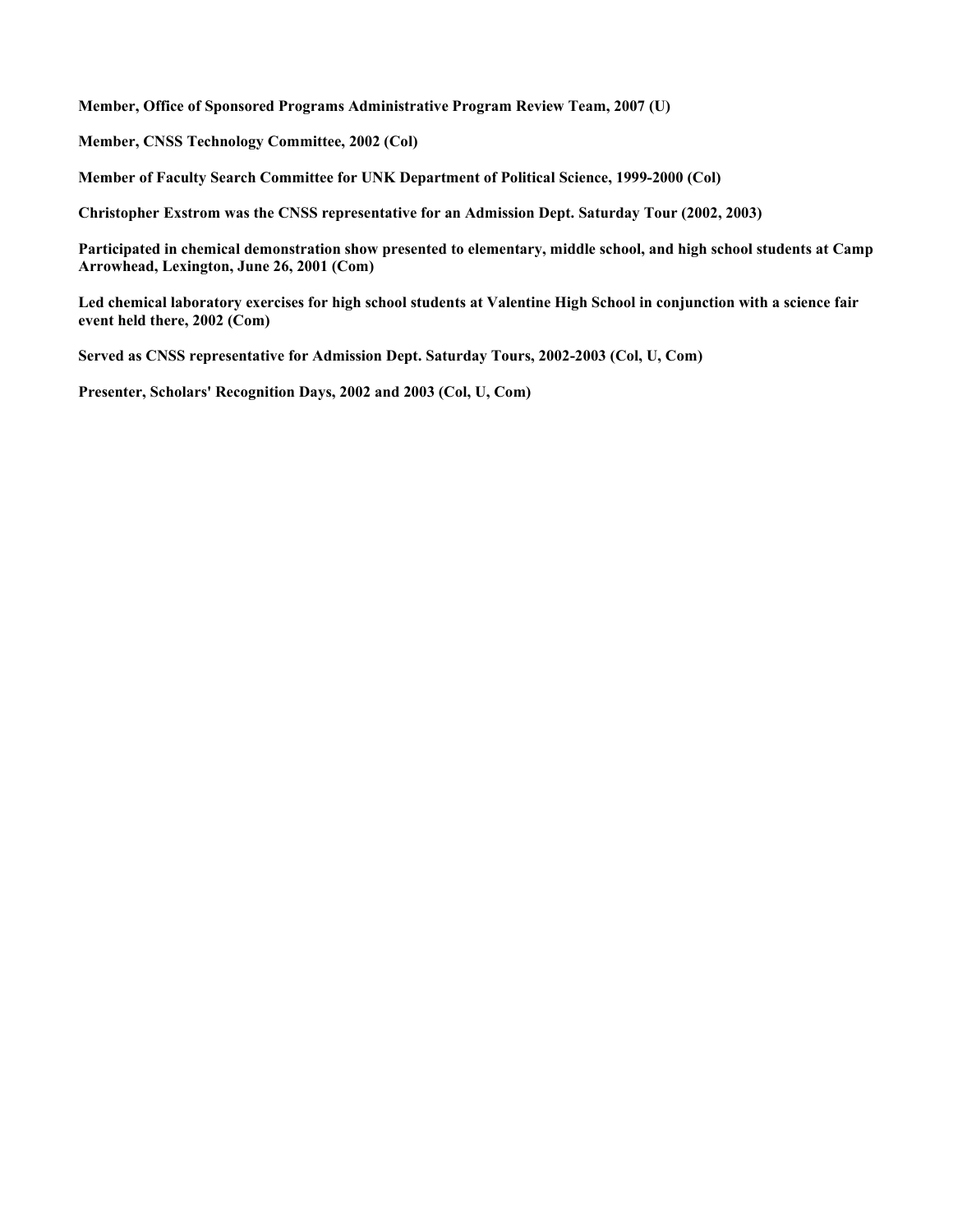**Member, Office of Sponsored Programs Administrative Program Review Team, 2007 (U)**

**Member, CNSS Technology Committee, 2002 (Col)**

**Member of Faculty Search Committee for UNK Department of Political Science, 1999-2000 (Col)**

**Christopher Exstrom was the CNSS representative for an Admission Dept. Saturday Tour (2002, 2003)**

**Participated in chemical demonstration show presented to elementary, middle school, and high school students at Camp Arrowhead, Lexington, June 26, 2001 (Com)**

**Led chemical laboratory exercises for high school students at Valentine High School in conjunction with a science fair event held there, 2002 (Com)**

**Served as CNSS representative for Admission Dept. Saturday Tours, 2002-2003 (Col, U, Com)**

**Presenter, Scholars' Recognition Days, 2002 and 2003 (Col, U, Com)**